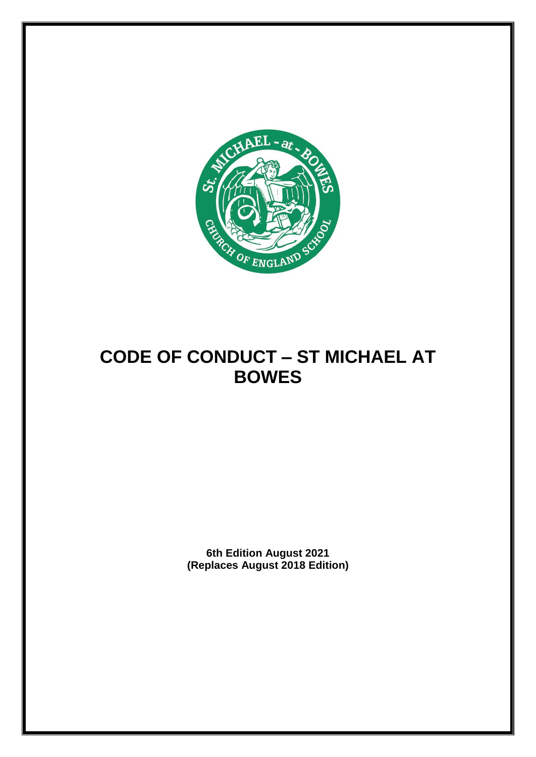# CODE OF CONDUCT – ST MICHAEL AT BOWES

**6th Edition August 2021**
**(Replaces August 2018 Edition)**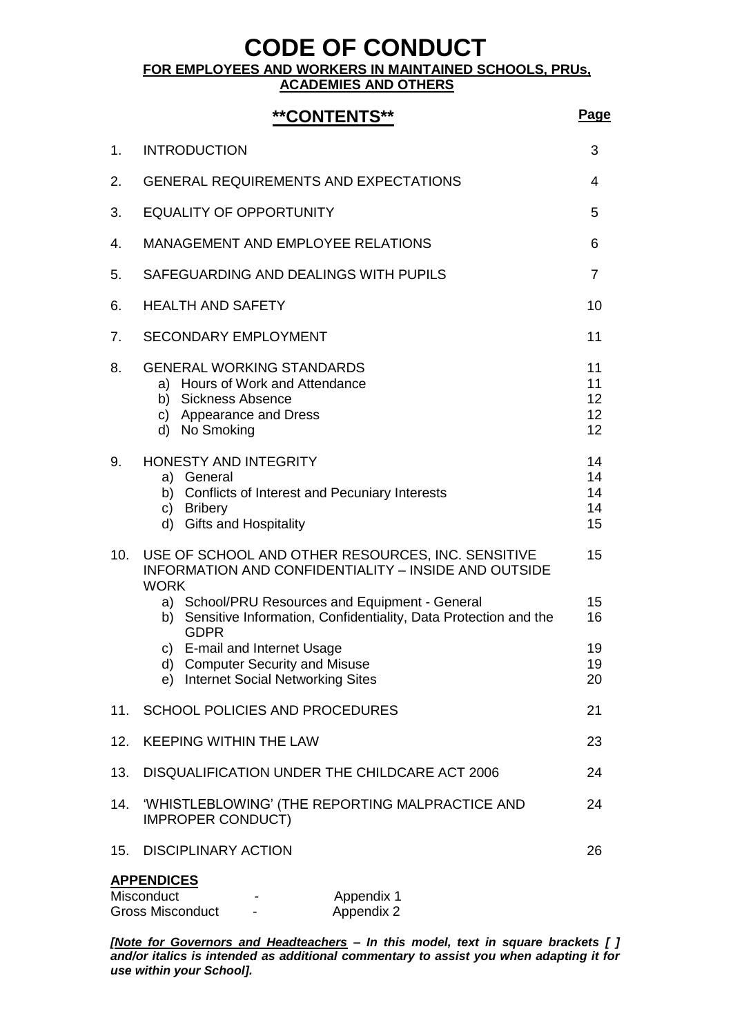# CODE OF CONDUCT

**FOR EMPLOYEES AND WORKERS IN MAINTAINED SCHOOLS, PRUs, ACADEMIES AND OTHERS**

## **CONTENTS**

| | | Page |
|---|---|---|
| 1. | INTRODUCTION | 3 |
| 2. | GENERAL REQUIREMENTS AND EXPECTATIONS | 4 |
| 3. | EQUALITY OF OPPORTUNITY | 5 |
| 4. | MANAGEMENT AND EMPLOYEE RELATIONS | 6 |
| 5. | SAFEGUARDING AND DEALINGS WITH PUPILS | 7 |
| 6. | HEALTH AND SAFETY | 10 |
| 7. | SECONDARY EMPLOYMENT | 11 |
| 8. | GENERAL WORKING STANDARDS | 11 |
| | a) Hours of Work and Attendance | 11 |
| | b) Sickness Absence | 12 |
| | c) Appearance and Dress | 12 |
| | d) No Smoking | 12 |
| 9. | HONESTY AND INTEGRITY | 14 |
| | a) General | 14 |
| | b) Conflicts of Interest and Pecuniary Interests | 14 |
| | c) Bribery | 14 |
| | d) Gifts and Hospitality | 15 |
| 10. | USE OF SCHOOL AND OTHER RESOURCES, INC. SENSITIVE INFORMATION AND CONFIDENTIALITY – INSIDE AND OUTSIDE WORK | 15 |
| | a) School/PRU Resources and Equipment - General | 15 |
| | b) Sensitive Information, Confidentiality, Data Protection and the GDPR | 16 |
| | c) E-mail and Internet Usage | 19 |
| | d) Computer Security and Misuse | 19 |
| | e) Internet Social Networking Sites | 20 |
| 11. | SCHOOL POLICIES AND PROCEDURES | 21 |
| 12. | KEEPING WITHIN THE LAW | 23 |
| 13. | DISQUALIFICATION UNDER THE CHILDCARE ACT 2006 | 24 |
| 14. | 'WHISTLEBLOWING' (THE REPORTING MALPRACTICE AND IMPROPER CONDUCT) | 24 |
| 15. | DISCIPLINARY ACTION | 26 |

**APPENDICES**

| | | |
|---|---|---|
| Misconduct | - | Appendix 1 |
| Gross Misconduct | - | Appendix 2 |

***[Note for Governors and Headteachers** – In this model, text in square brackets [ ] and/or italics is intended as additional commentary to assist you when adapting it for use within your School].*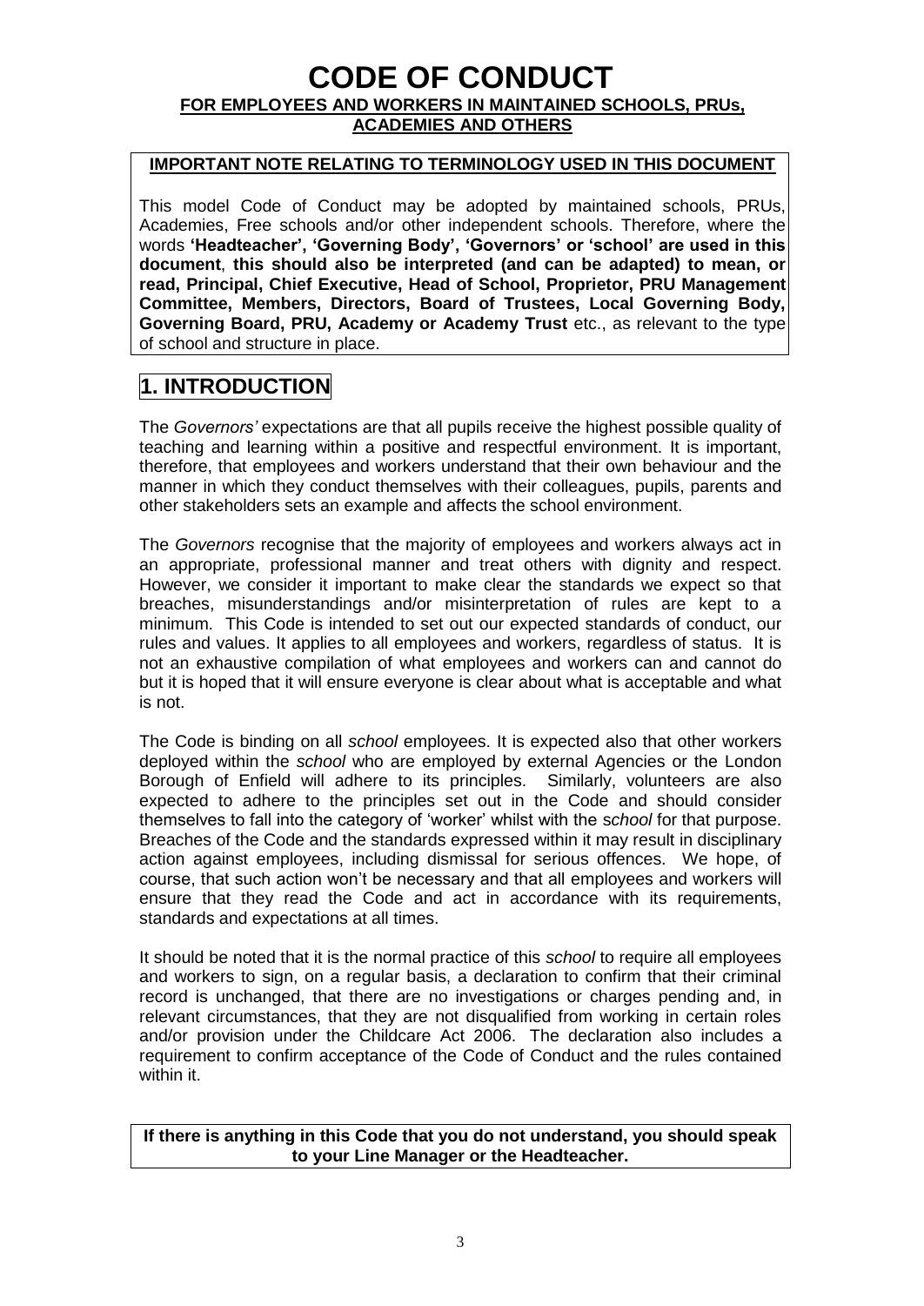# CODE OF CONDUCT

**FOR EMPLOYEES AND WORKERS IN MAINTAINED SCHOOLS, PRUs, ACADEMIES AND OTHERS**

**IMPORTANT NOTE RELATING TO TERMINOLOGY USED IN THIS DOCUMENT**

This model Code of Conduct may be adopted by maintained schools, PRUs, Academies, Free schools and/or other independent schools. Therefore, where the words **'Headteacher', 'Governing Body', 'Governors' or 'school' are used in this document**, **this should also be interpreted (and can be adapted) to mean, or read, Principal, Chief Executive, Head of School, Proprietor, PRU Management Committee, Members, Directors, Board of Trustees, Local Governing Body, Governing Board, PRU, Academy or Academy Trust** etc., as relevant to the type of school and structure in place.

## 1. INTRODUCTION

The *Governors'* expectations are that all pupils receive the highest possible quality of teaching and learning within a positive and respectful environment. It is important, therefore, that employees and workers understand that their own behaviour and the manner in which they conduct themselves with their colleagues, pupils, parents and other stakeholders sets an example and affects the school environment.

The *Governors* recognise that the majority of employees and workers always act in an appropriate, professional manner and treat others with dignity and respect. However, we consider it important to make clear the standards we expect so that breaches, misunderstandings and/or misinterpretation of rules are kept to a minimum. This Code is intended to set out our expected standards of conduct, our rules and values. It applies to all employees and workers, regardless of status. It is not an exhaustive compilation of what employees and workers can and cannot do but it is hoped that it will ensure everyone is clear about what is acceptable and what is not.

The Code is binding on all *school* employees. It is expected also that other workers deployed within the *school* who are employed by external Agencies or the London Borough of Enfield will adhere to its principles. Similarly, volunteers are also expected to adhere to the principles set out in the Code and should consider themselves to fall into the category of 'worker' whilst with the s*chool* for that purpose. Breaches of the Code and the standards expressed within it may result in disciplinary action against employees, including dismissal for serious offences. We hope, of course, that such action won't be necessary and that all employees and workers will ensure that they read the Code and act in accordance with its requirements, standards and expectations at all times.

It should be noted that it is the normal practice of this *school* to require all employees and workers to sign, on a regular basis, a declaration to confirm that their criminal record is unchanged, that there are no investigations or charges pending and, in relevant circumstances, that they are not disqualified from working in certain roles and/or provision under the Childcare Act 2006. The declaration also includes a requirement to confirm acceptance of the Code of Conduct and the rules contained within it.

**If there is anything in this Code that you do not understand, you should speak to your Line Manager or the Headteacher.**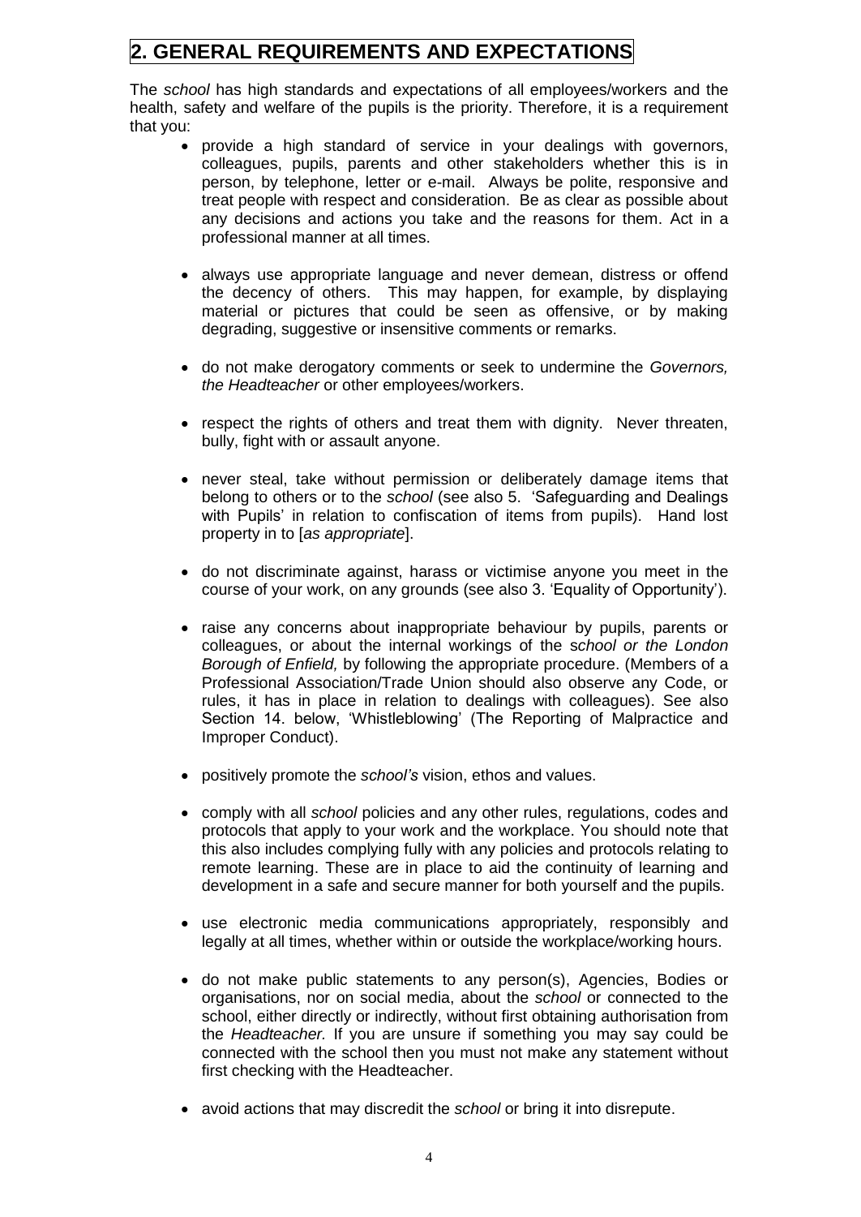## 2. GENERAL REQUIREMENTS AND EXPECTATIONS

The *school* has high standards and expectations of all employees/workers and the health, safety and welfare of the pupils is the priority. Therefore, it is a requirement that you:

- provide a high standard of service in your dealings with governors, colleagues, pupils, parents and other stakeholders whether this is in person, by telephone, letter or e-mail. Always be polite, responsive and treat people with respect and consideration. Be as clear as possible about any decisions and actions you take and the reasons for them. Act in a professional manner at all times.

- always use appropriate language and never demean, distress or offend the decency of others. This may happen, for example, by displaying material or pictures that could be seen as offensive, or by making degrading, suggestive or insensitive comments or remarks.

- do not make derogatory comments or seek to undermine the *Governors, the Headteacher* or other employees/workers.

- respect the rights of others and treat them with dignity. Never threaten, bully, fight with or assault anyone.

- never steal, take without permission or deliberately damage items that belong to others or to the *school* (see also 5. 'Safeguarding and Dealings with Pupils' in relation to confiscation of items from pupils). Hand lost property in to [*as appropriate*].

- do not discriminate against, harass or victimise anyone you meet in the course of your work, on any grounds (see also 3. 'Equality of Opportunity').

- raise any concerns about inappropriate behaviour by pupils, parents or colleagues, or about the internal workings of the s*chool or the London Borough of Enfield,* by following the appropriate procedure. (Members of a Professional Association/Trade Union should also observe any Code, or rules, it has in place in relation to dealings with colleagues). See also Section 14. below, 'Whistleblowing' (The Reporting of Malpractice and Improper Conduct).

- positively promote the *school's* vision, ethos and values.

- comply with all *school* policies and any other rules, regulations, codes and protocols that apply to your work and the workplace. You should note that this also includes complying fully with any policies and protocols relating to remote learning. These are in place to aid the continuity of learning and development in a safe and secure manner for both yourself and the pupils.

- use electronic media communications appropriately, responsibly and legally at all times, whether within or outside the workplace/working hours.

- do not make public statements to any person(s), Agencies, Bodies or organisations, nor on social media, about the *school* or connected to the school, either directly or indirectly, without first obtaining authorisation from the *Headteacher.* If you are unsure if something you may say could be connected with the school then you must not make any statement without first checking with the Headteacher.

- avoid actions that may discredit the *school* or bring it into disrepute.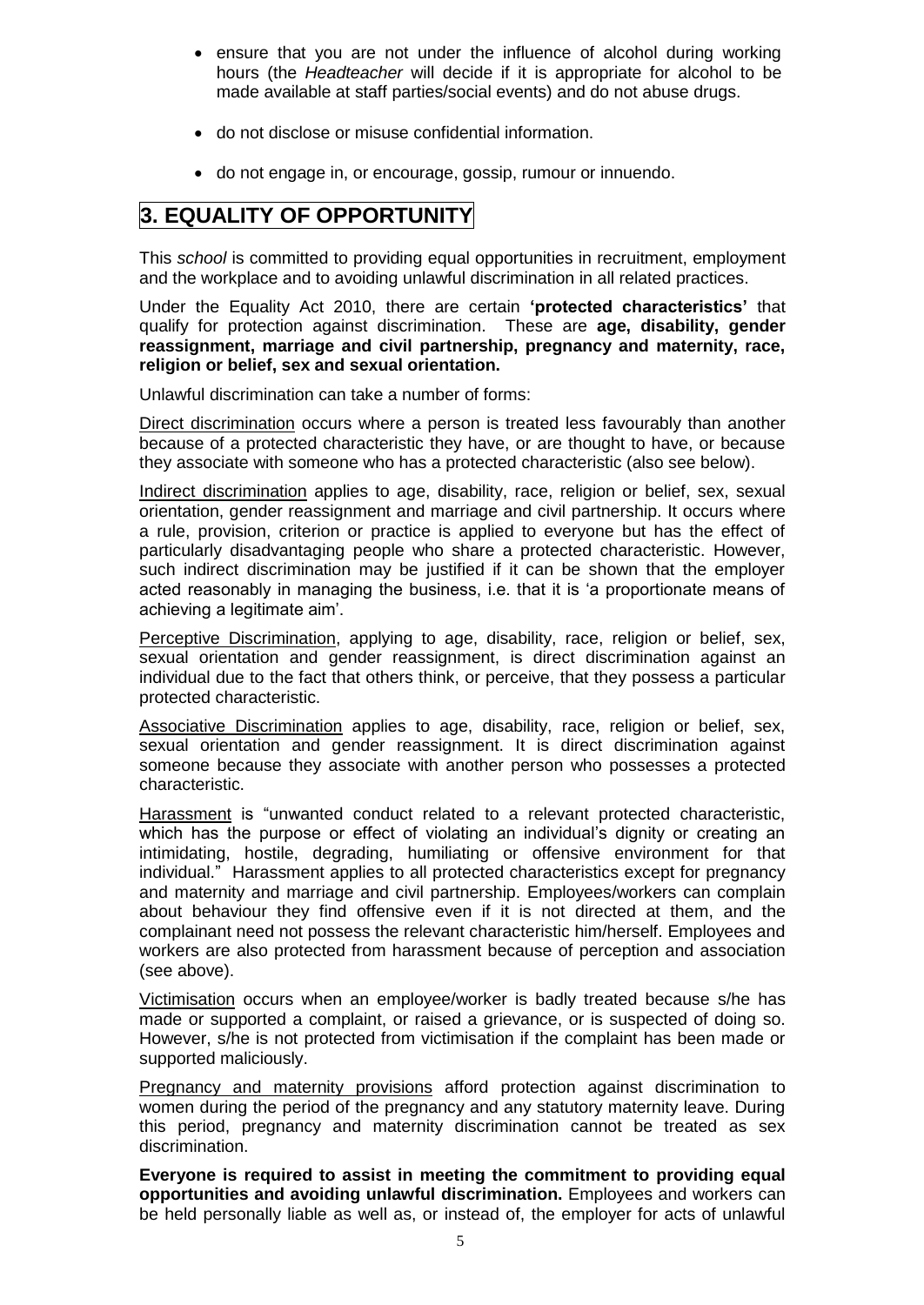- ensure that you are not under the influence of alcohol during working hours (the *Headteacher* will decide if it is appropriate for alcohol to be made available at staff parties/social events) and do not abuse drugs.
- do not disclose or misuse confidential information.
- do not engage in, or encourage, gossip, rumour or innuendo.

# 3. EQUALITY OF OPPORTUNITY

This *school* is committed to providing equal opportunities in recruitment, employment and the workplace and to avoiding unlawful discrimination in all related practices.

Under the Equality Act 2010, there are certain **'protected characteristics'** that qualify for protection against discrimination. These are **age, disability, gender reassignment, marriage and civil partnership, pregnancy and maternity, race, religion or belief, sex and sexual orientation.**

Unlawful discrimination can take a number of forms:

Direct discrimination occurs where a person is treated less favourably than another because of a protected characteristic they have, or are thought to have, or because they associate with someone who has a protected characteristic (also see below).

Indirect discrimination applies to age, disability, race, religion or belief, sex, sexual orientation, gender reassignment and marriage and civil partnership. It occurs where a rule, provision, criterion or practice is applied to everyone but has the effect of particularly disadvantaging people who share a protected characteristic. However, such indirect discrimination may be justified if it can be shown that the employer acted reasonably in managing the business, i.e. that it is 'a proportionate means of achieving a legitimate aim'.

Perceptive Discrimination, applying to age, disability, race, religion or belief, sex, sexual orientation and gender reassignment, is direct discrimination against an individual due to the fact that others think, or perceive, that they possess a particular protected characteristic.

Associative Discrimination applies to age, disability, race, religion or belief, sex, sexual orientation and gender reassignment. It is direct discrimination against someone because they associate with another person who possesses a protected characteristic.

Harassment is "unwanted conduct related to a relevant protected characteristic, which has the purpose or effect of violating an individual's dignity or creating an intimidating, hostile, degrading, humiliating or offensive environment for that individual." Harassment applies to all protected characteristics except for pregnancy and maternity and marriage and civil partnership. Employees/workers can complain about behaviour they find offensive even if it is not directed at them, and the complainant need not possess the relevant characteristic him/herself. Employees and workers are also protected from harassment because of perception and association (see above).

Victimisation occurs when an employee/worker is badly treated because s/he has made or supported a complaint, or raised a grievance, or is suspected of doing so. However, s/he is not protected from victimisation if the complaint has been made or supported maliciously.

Pregnancy and maternity provisions afford protection against discrimination to women during the period of the pregnancy and any statutory maternity leave. During this period, pregnancy and maternity discrimination cannot be treated as sex discrimination.

**Everyone is required to assist in meeting the commitment to providing equal opportunities and avoiding unlawful discrimination.** Employees and workers can be held personally liable as well as, or instead of, the employer for acts of unlawful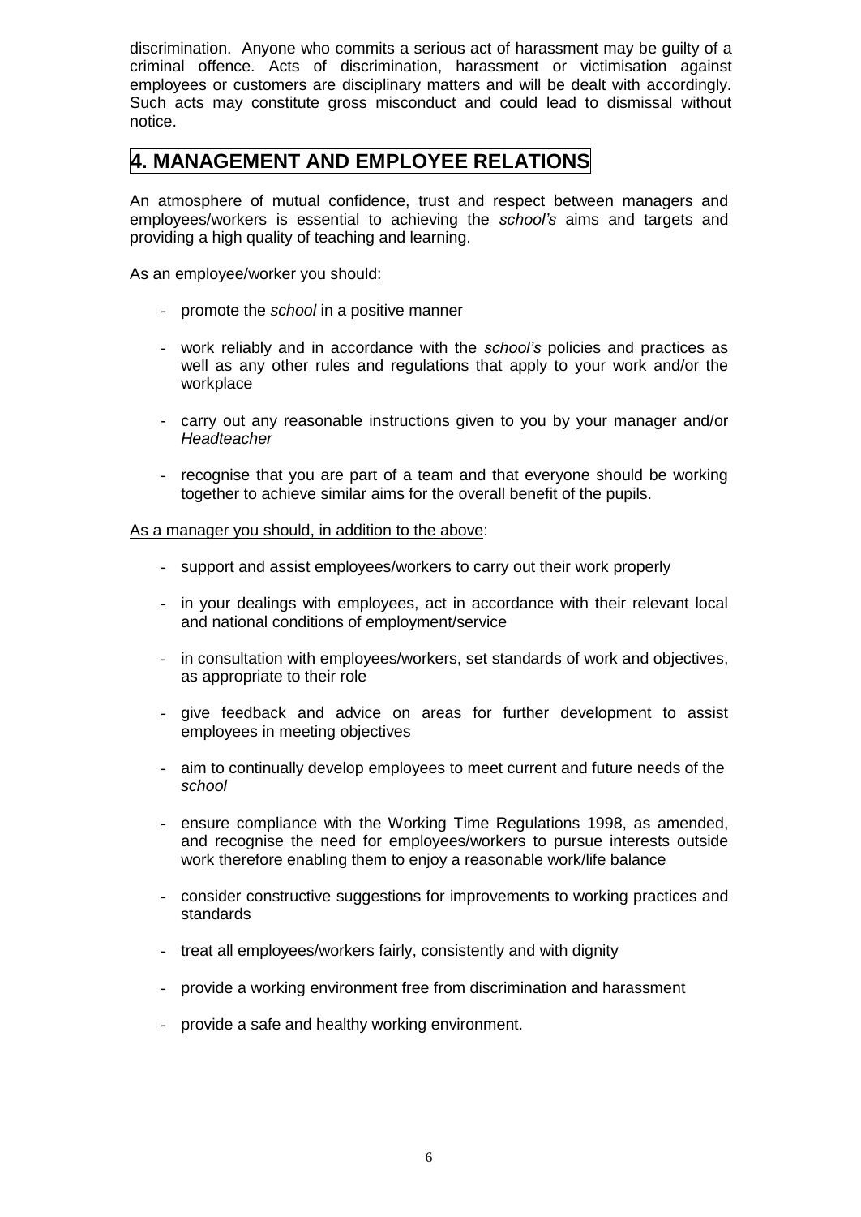discrimination. Anyone who commits a serious act of harassment may be guilty of a criminal offence. Acts of discrimination, harassment or victimisation against employees or customers are disciplinary matters and will be dealt with accordingly. Such acts may constitute gross misconduct and could lead to dismissal without notice.

## 4. MANAGEMENT AND EMPLOYEE RELATIONS

An atmosphere of mutual confidence, trust and respect between managers and employees/workers is essential to achieving the *school's* aims and targets and providing a high quality of teaching and learning.

<u>As an employee/worker you should</u>:

- promote the *school* in a positive manner
- work reliably and in accordance with the *school's* policies and practices as well as any other rules and regulations that apply to your work and/or the workplace
- carry out any reasonable instructions given to you by your manager and/or *Headteacher*
- recognise that you are part of a team and that everyone should be working together to achieve similar aims for the overall benefit of the pupils.

<u>As a manager you should, in addition to the above</u>:

- support and assist employees/workers to carry out their work properly
- in your dealings with employees, act in accordance with their relevant local and national conditions of employment/service
- in consultation with employees/workers, set standards of work and objectives, as appropriate to their role
- give feedback and advice on areas for further development to assist employees in meeting objectives
- aim to continually develop employees to meet current and future needs of the *school*
- ensure compliance with the Working Time Regulations 1998, as amended, and recognise the need for employees/workers to pursue interests outside work therefore enabling them to enjoy a reasonable work/life balance
- consider constructive suggestions for improvements to working practices and standards
- treat all employees/workers fairly, consistently and with dignity
- provide a working environment free from discrimination and harassment
- provide a safe and healthy working environment.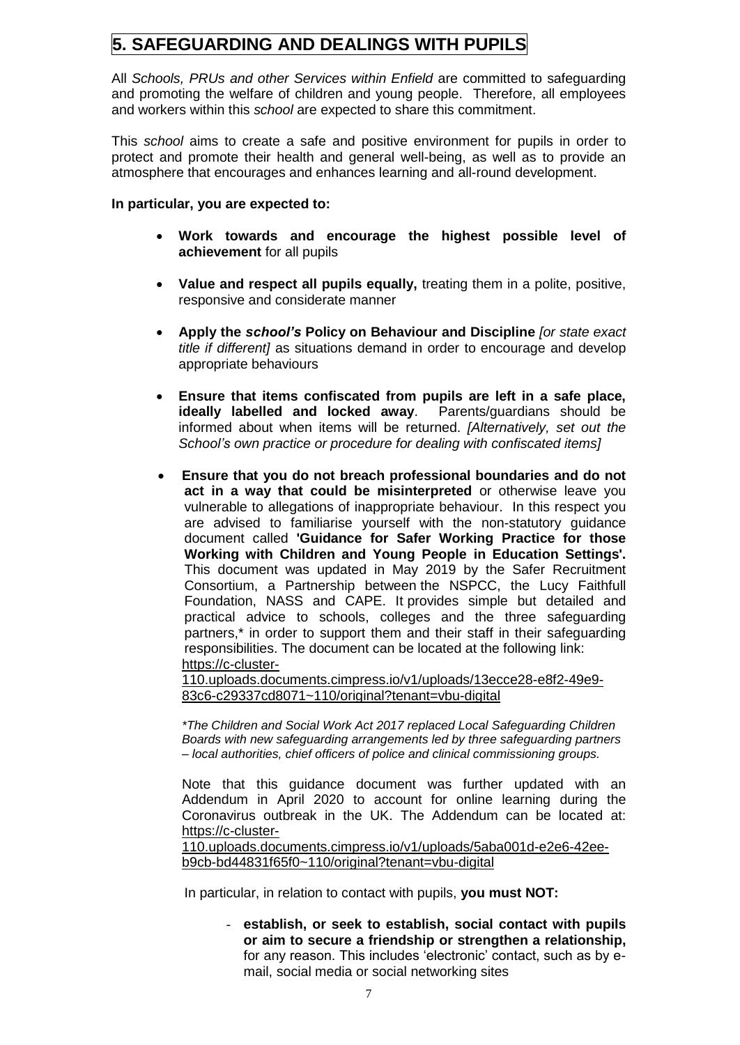# 5. SAFEGUARDING AND DEALINGS WITH PUPILS

All *Schools, PRUs and other Services within Enfield* are committed to safeguarding and promoting the welfare of children and young people. Therefore, all employees and workers within this *school* are expected to share this commitment.

This *school* aims to create a safe and positive environment for pupils in order to protect and promote their health and general well-being, as well as to provide an atmosphere that encourages and enhances learning and all-round development.

**In particular, you are expected to:**

- **Work towards and encourage the highest possible level of achievement** for all pupils
- **Value and respect all pupils equally,** treating them in a polite, positive, responsive and considerate manner
- **Apply the *school's* Policy on Behaviour and Discipline** *[or state exact title if different]* as situations demand in order to encourage and develop appropriate behaviours
- **Ensure that items confiscated from pupils are left in a safe place, ideally labelled and locked away**. Parents/guardians should be informed about when items will be returned. *[Alternatively, set out the School's own practice or procedure for dealing with confiscated items]*
- **Ensure that you do not breach professional boundaries and do not act in a way that could be misinterpreted** or otherwise leave you vulnerable to allegations of inappropriate behaviour. In this respect you are advised to familiarise yourself with the non-statutory guidance document called **'Guidance for Safer Working Practice for those Working with Children and Young People in Education Settings'.** This document was updated in May 2019 by the Safer Recruitment Consortium, a Partnership between the NSPCC, the Lucy Faithfull Foundation, NASS and CAPE. It provides simple but detailed and practical advice to schools, colleges and the three safeguarding partners,* in order to support them and their staff in their safeguarding responsibilities. The document can be located at the following link: https://c-cluster-110.uploads.documents.cimpress.io/v1/uploads/13ecce28-e8f2-49e9-83c6-c29337cd8071~110/original?tenant=vbu-digital

  *\*The Children and Social Work Act 2017 replaced Local Safeguarding Children Boards with new safeguarding arrangements led by three safeguarding partners – local authorities, chief officers of police and clinical commissioning groups.*

  Note that this guidance document was further updated with an Addendum in April 2020 to account for online learning during the Coronavirus outbreak in the UK. The Addendum can be located at: https://c-cluster-110.uploads.documents.cimpress.io/v1/uploads/5aba001d-e2e6-42ee-b9cb-bd44831f65f0~110/original?tenant=vbu-digital

  In particular, in relation to contact with pupils, **you must NOT:**

  - **establish, or seek to establish, social contact with pupils or aim to secure a friendship or strengthen a relationship,** for any reason. This includes 'electronic' contact, such as by e-mail, social media or social networking sites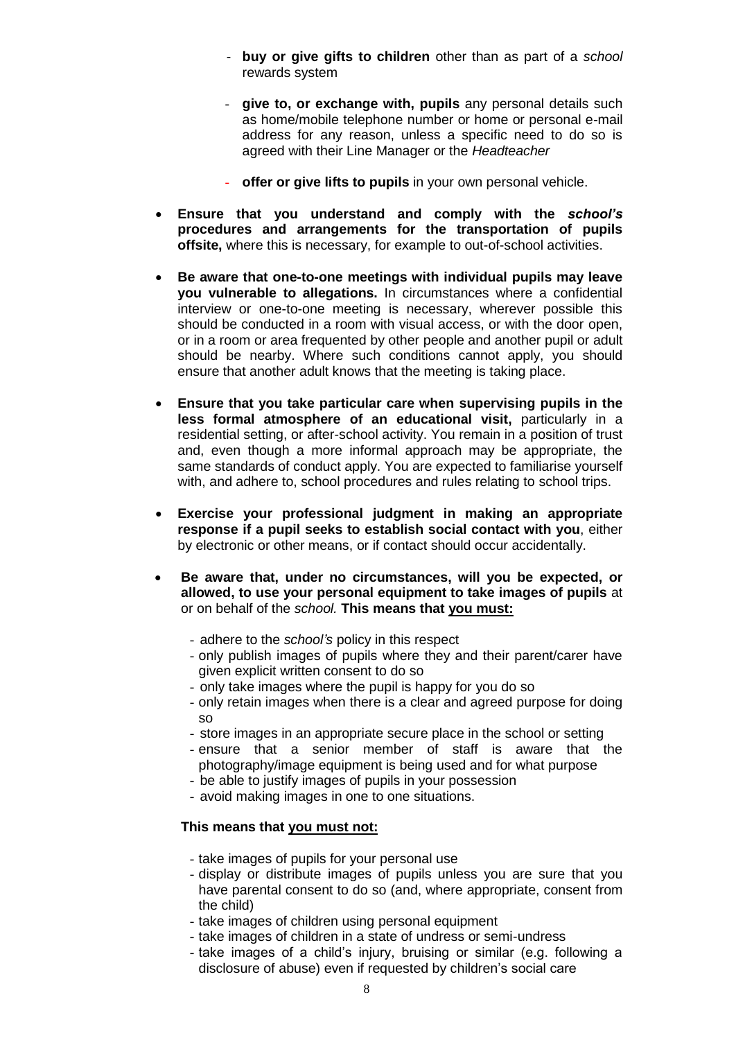- **buy or give gifts to children** other than as part of a *school* rewards system

  - **give to, or exchange with, pupils** any personal details such as home/mobile telephone number or home or personal e-mail address for any reason, unless a specific need to do so is agreed with their Line Manager or the *Headteacher*

  - **offer or give lifts to pupils** in your own personal vehicle.

- **Ensure that you understand and comply with the *school's* procedures and arrangements for the transportation of pupils offsite,** where this is necessary, for example to out-of-school activities.

- **Be aware that one-to-one meetings with individual pupils may leave you vulnerable to allegations.** In circumstances where a confidential interview or one-to-one meeting is necessary, wherever possible this should be conducted in a room with visual access, or with the door open, or in a room or area frequented by other people and another pupil or adult should be nearby. Where such conditions cannot apply, you should ensure that another adult knows that the meeting is taking place.

- **Ensure that you take particular care when supervising pupils in the less formal atmosphere of an educational visit,** particularly in a residential setting, or after-school activity. You remain in a position of trust and, even though a more informal approach may be appropriate, the same standards of conduct apply. You are expected to familiarise yourself with, and adhere to, school procedures and rules relating to school trips.

- **Exercise your professional judgment in making an appropriate response if a pupil seeks to establish social contact with you**, either by electronic or other means, or if contact should occur accidentally.

- **Be aware that, under no circumstances, will you be expected, or allowed, to use your personal equipment to take images of pupils** at or on behalf of the *school.* **This means that <u>you must:</u>**

  - adhere to the *school's* policy in this respect
  - only publish images of pupils where they and their parent/carer have given explicit written consent to do so
  - only take images where the pupil is happy for you do so
  - only retain images when there is a clear and agreed purpose for doing so
  - store images in an appropriate secure place in the school or setting
  - ensure that a senior member of staff is aware that the photography/image equipment is being used and for what purpose
  - be able to justify images of pupils in your possession
  - avoid making images in one to one situations.

  **This means that <u>you must not:</u>**

  - take images of pupils for your personal use
  - display or distribute images of pupils unless you are sure that you have parental consent to do so (and, where appropriate, consent from the child)
  - take images of children using personal equipment
  - take images of children in a state of undress or semi-undress
  - take images of a child's injury, bruising or similar (e.g. following a disclosure of abuse) even if requested by children's social care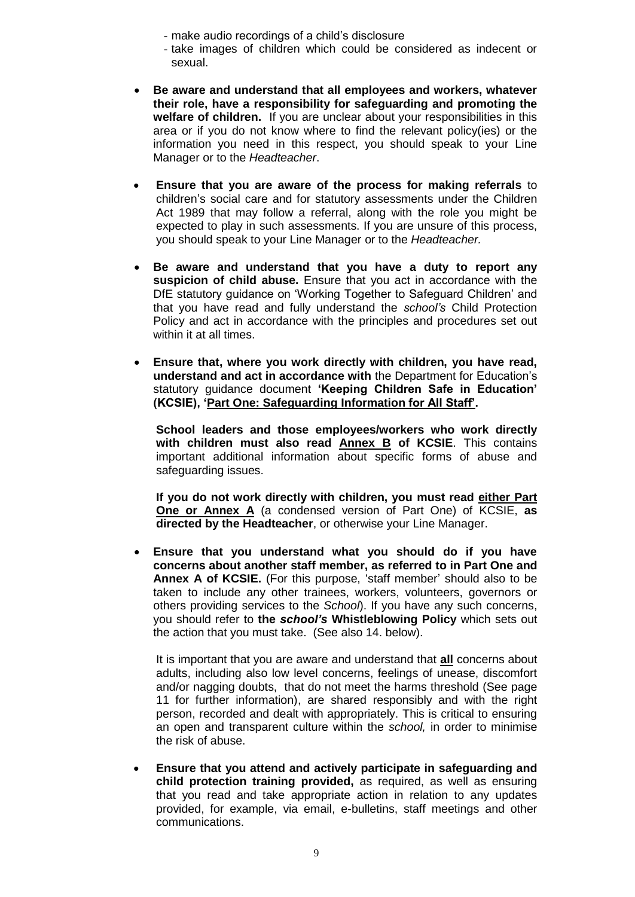- make audio recordings of a child's disclosure
  - take images of children which could be considered as indecent or sexual.

- **Be aware and understand that all employees and workers, whatever their role, have a responsibility for safeguarding and promoting the welfare of children.** If you are unclear about your responsibilities in this area or if you do not know where to find the relevant policy(ies) or the information you need in this respect, you should speak to your Line Manager or to the *Headteacher*.

- **Ensure that you are aware of the process for making referrals** to children's social care and for statutory assessments under the Children Act 1989 that may follow a referral, along with the role you might be expected to play in such assessments. If you are unsure of this process, you should speak to your Line Manager or to the *Headteacher.*

- **Be aware and understand that you have a duty to report any suspicion of child abuse.** Ensure that you act in accordance with the DfE statutory guidance on 'Working Together to Safeguard Children' and that you have read and fully understand the *school's* Child Protection Policy and act in accordance with the principles and procedures set out within it at all times.

- **Ensure that, where you work directly with children, you have read, understand and act in accordance with** the Department for Education's statutory guidance document **'Keeping Children Safe in Education' (KCSIE), '<u>Part One: Safeguarding Information for All Staff</u>'.**

  **School leaders and those employees/workers who work directly with children must also read <u>Annex B</u> of KCSIE**. This contains important additional information about specific forms of abuse and safeguarding issues.

  **If you do not work directly with children, you must read <u>either Part One or Annex A</u>** (a condensed version of Part One) of KCSIE, **as directed by the Headteacher**, or otherwise your Line Manager.

- **Ensure that you understand what you should do if you have concerns about another staff member, as referred to in Part One and Annex A of KCSIE.** (For this purpose, 'staff member' should also to be taken to include any other trainees, workers, volunteers, governors or others providing services to the *School*). If you have any such concerns, you should refer to **the *school's* Whistleblowing Policy** which sets out the action that you must take. (See also 14. below).

  It is important that you are aware and understand that **<u>all</u>** concerns about adults, including also low level concerns, feelings of unease, discomfort and/or nagging doubts, that do not meet the harms threshold (See page 11 for further information), are shared responsibly and with the right person, recorded and dealt with appropriately. This is critical to ensuring an open and transparent culture within the *school,* in order to minimise the risk of abuse.

- **Ensure that you attend and actively participate in safeguarding and child protection training provided,** as required, as well as ensuring that you read and take appropriate action in relation to any updates provided, for example, via email, e-bulletins, staff meetings and other communications.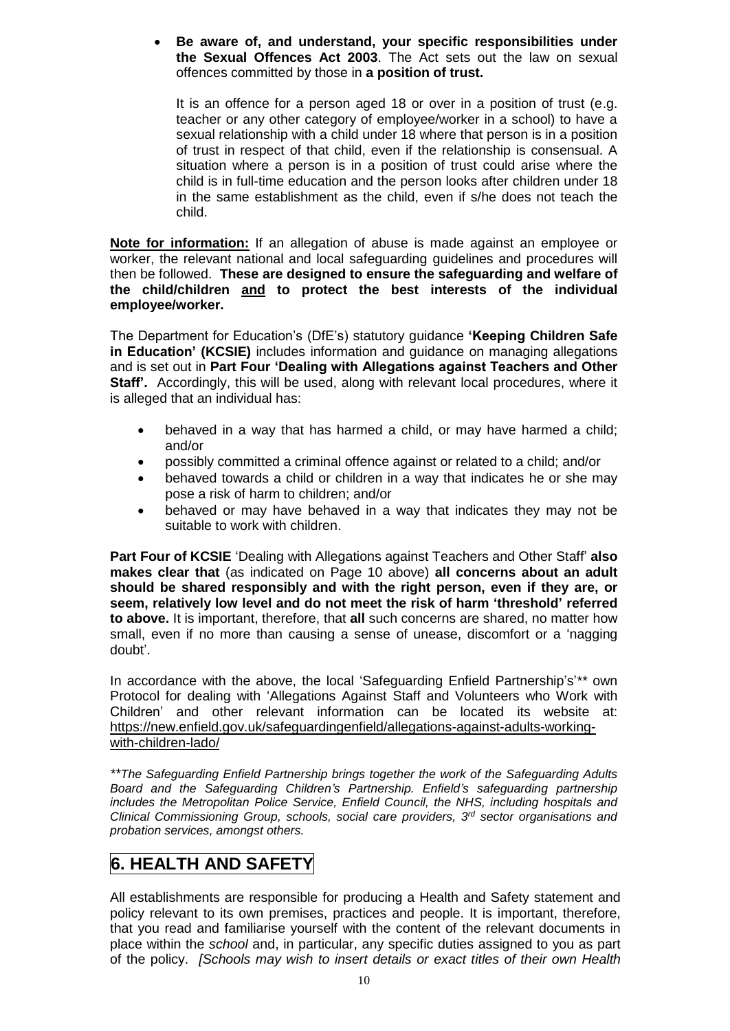- **Be aware of, and understand, your specific responsibilities under the Sexual Offences Act 2003**. The Act sets out the law on sexual offences committed by those in **a position of trust.**

  It is an offence for a person aged 18 or over in a position of trust (e.g. teacher or any other category of employee/worker in a school) to have a sexual relationship with a child under 18 where that person is in a position of trust in respect of that child, even if the relationship is consensual. A situation where a person is in a position of trust could arise where the child is in full-time education and the person looks after children under 18 in the same establishment as the child, even if s/he does not teach the child.

**Note for information:** If an allegation of abuse is made against an employee or worker, the relevant national and local safeguarding guidelines and procedures will then be followed. **These are designed to ensure the safeguarding and welfare of the child/children and to protect the best interests of the individual employee/worker.**

The Department for Education's (DfE's) statutory guidance **'Keeping Children Safe in Education' (KCSIE)** includes information and guidance on managing allegations and is set out in **Part Four 'Dealing with Allegations against Teachers and Other Staff'.** Accordingly, this will be used, along with relevant local procedures, where it is alleged that an individual has:

- behaved in a way that has harmed a child, or may have harmed a child; and/or
- possibly committed a criminal offence against or related to a child; and/or
- behaved towards a child or children in a way that indicates he or she may pose a risk of harm to children; and/or
- behaved or may have behaved in a way that indicates they may not be suitable to work with children.

**Part Four of KCSIE** 'Dealing with Allegations against Teachers and Other Staff' **also makes clear that** (as indicated on Page 10 above) **all concerns about an adult should be shared responsibly and with the right person, even if they are, or seem, relatively low level and do not meet the risk of harm 'threshold' referred to above.** It is important, therefore, that **all** such concerns are shared, no matter how small, even if no more than causing a sense of unease, discomfort or a 'nagging doubt'.

In accordance with the above, the local 'Safeguarding Enfield Partnership's'** own Protocol for dealing with 'Allegations Against Staff and Volunteers who Work with Children' and other relevant information can be located its website at: https://new.enfield.gov.uk/safeguardingenfield/allegations-against-adults-working-with-children-lado/

*\*\*The Safeguarding Enfield Partnership brings together the work of the Safeguarding Adults Board and the Safeguarding Children's Partnership. Enfield's safeguarding partnership includes the Metropolitan Police Service, Enfield Council, the NHS, including hospitals and Clinical Commissioning Group, schools, social care providers, 3rd sector organisations and probation services, amongst others.*

## 6. HEALTH AND SAFETY

All establishments are responsible for producing a Health and Safety statement and policy relevant to its own premises, practices and people. It is important, therefore, that you read and familiarise yourself with the content of the relevant documents in place within the *school* and, in particular, any specific duties assigned to you as part of the policy. *[Schools may wish to insert details or exact titles of their own Health*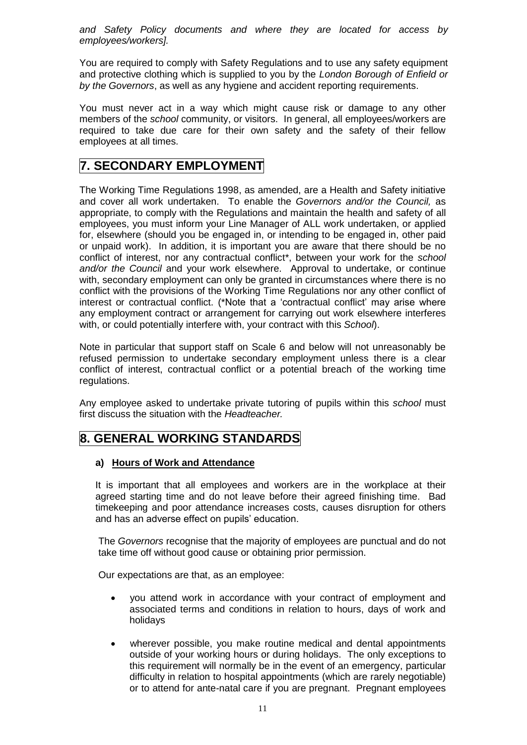*and Safety Policy documents and where they are located for access by employees/workers].*

You are required to comply with Safety Regulations and to use any safety equipment and protective clothing which is supplied to you by the *London Borough of Enfield or by the Governors*, as well as any hygiene and accident reporting requirements.

You must never act in a way which might cause risk or damage to any other members of the *school* community, or visitors. In general, all employees/workers are required to take due care for their own safety and the safety of their fellow employees at all times.

## 7. SECONDARY EMPLOYMENT

The Working Time Regulations 1998, as amended, are a Health and Safety initiative and cover all work undertaken. To enable the *Governors and/or the Council,* as appropriate, to comply with the Regulations and maintain the health and safety of all employees, you must inform your Line Manager of ALL work undertaken, or applied for, elsewhere (should you be engaged in, or intending to be engaged in, other paid or unpaid work). In addition, it is important you are aware that there should be no conflict of interest, nor any contractual conflict*, between your work for the *school and/or the Council* and your work elsewhere. Approval to undertake, or continue with, secondary employment can only be granted in circumstances where there is no conflict with the provisions of the Working Time Regulations nor any other conflict of interest or contractual conflict. (*Note that a 'contractual conflict' may arise where any employment contract or arrangement for carrying out work elsewhere interferes with, or could potentially interfere with, your contract with this *School*).

Note in particular that support staff on Scale 6 and below will not unreasonably be refused permission to undertake secondary employment unless there is a clear conflict of interest, contractual conflict or a potential breach of the working time regulations.

Any employee asked to undertake private tutoring of pupils within this *school* must first discuss the situation with the *Headteacher.*

## 8. GENERAL WORKING STANDARDS

### a) Hours of Work and Attendance

It is important that all employees and workers are in the workplace at their agreed starting time and do not leave before their agreed finishing time. Bad timekeeping and poor attendance increases costs, causes disruption for others and has an adverse effect on pupils' education.

The *Governors* recognise that the majority of employees are punctual and do not take time off without good cause or obtaining prior permission.

Our expectations are that, as an employee:

- you attend work in accordance with your contract of employment and associated terms and conditions in relation to hours, days of work and holidays
- wherever possible, you make routine medical and dental appointments outside of your working hours or during holidays. The only exceptions to this requirement will normally be in the event of an emergency, particular difficulty in relation to hospital appointments (which are rarely negotiable) or to attend for ante-natal care if you are pregnant. Pregnant employees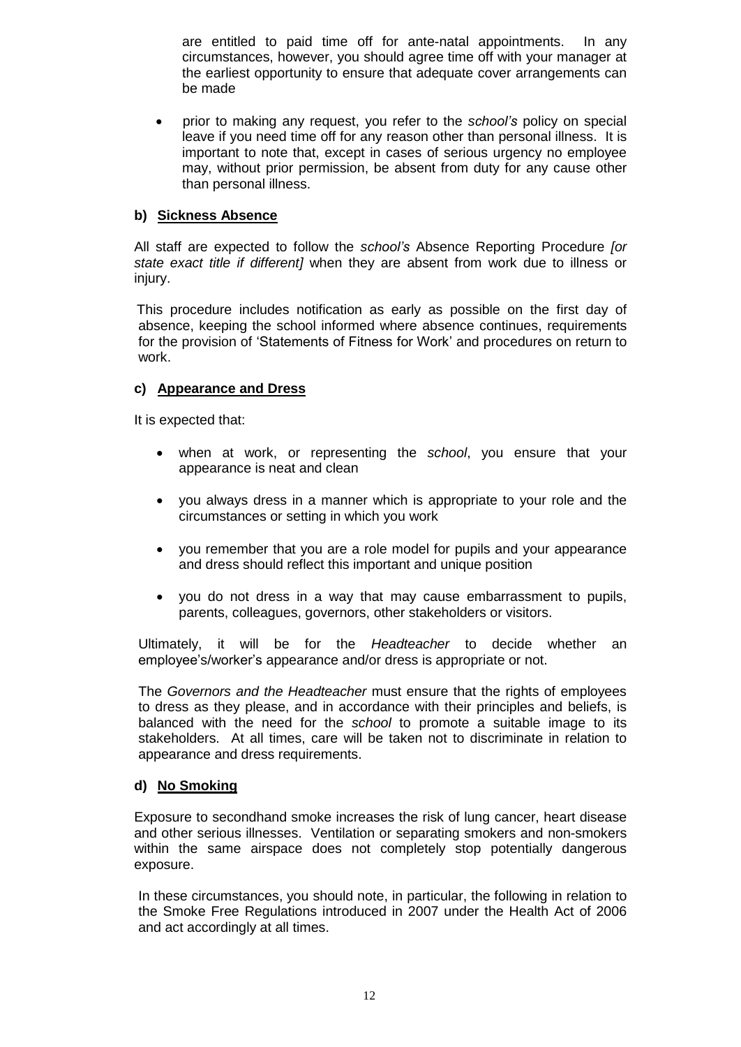are entitled to paid time off for ante-natal appointments. In any circumstances, however, you should agree time off with your manager at the earliest opportunity to ensure that adequate cover arrangements can be made

- prior to making any request, you refer to the *school's* policy on special leave if you need time off for any reason other than personal illness. It is important to note that, except in cases of serious urgency no employee may, without prior permission, be absent from duty for any cause other than personal illness.

**b) Sickness Absence**

All staff are expected to follow the *school's* Absence Reporting Procedure *[or state exact title if different]* when they are absent from work due to illness or injury.

This procedure includes notification as early as possible on the first day of absence, keeping the school informed where absence continues, requirements for the provision of 'Statements of Fitness for Work' and procedures on return to work.

**c) Appearance and Dress**

It is expected that:

- when at work, or representing the *school*, you ensure that your appearance is neat and clean
- you always dress in a manner which is appropriate to your role and the circumstances or setting in which you work
- you remember that you are a role model for pupils and your appearance and dress should reflect this important and unique position
- you do not dress in a way that may cause embarrassment to pupils, parents, colleagues, governors, other stakeholders or visitors.

Ultimately, it will be for the *Headteacher* to decide whether an employee's/worker's appearance and/or dress is appropriate or not.

The *Governors and the Headteacher* must ensure that the rights of employees to dress as they please, and in accordance with their principles and beliefs, is balanced with the need for the *school* to promote a suitable image to its stakeholders. At all times, care will be taken not to discriminate in relation to appearance and dress requirements.

**d) No Smoking**

Exposure to secondhand smoke increases the risk of lung cancer, heart disease and other serious illnesses. Ventilation or separating smokers and non-smokers within the same airspace does not completely stop potentially dangerous exposure.

In these circumstances, you should note, in particular, the following in relation to the Smoke Free Regulations introduced in 2007 under the Health Act of 2006 and act accordingly at all times.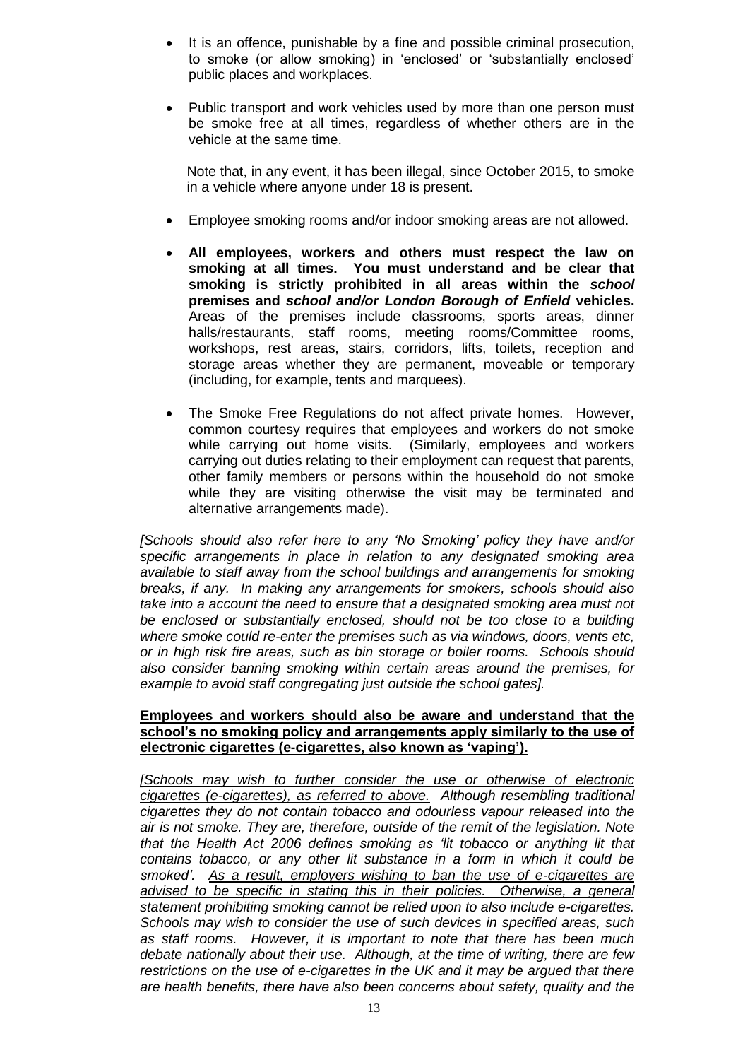- It is an offence, punishable by a fine and possible criminal prosecution, to smoke (or allow smoking) in 'enclosed' or 'substantially enclosed' public places and workplaces.

- Public transport and work vehicles used by more than one person must be smoke free at all times, regardless of whether others are in the vehicle at the same time.

  Note that, in any event, it has been illegal, since October 2015, to smoke in a vehicle where anyone under 18 is present.

- Employee smoking rooms and/or indoor smoking areas are not allowed.

- **All employees, workers and others must respect the law on smoking at all times. You must understand and be clear that smoking is strictly prohibited in all areas within the *school* premises and *school and/or London Borough of Enfield* vehicles.** Areas of the premises include classrooms, sports areas, dinner halls/restaurants, staff rooms, meeting rooms/Committee rooms, workshops, rest areas, stairs, corridors, lifts, toilets, reception and storage areas whether they are permanent, moveable or temporary (including, for example, tents and marquees).

- The Smoke Free Regulations do not affect private homes. However, common courtesy requires that employees and workers do not smoke while carrying out home visits. (Similarly, employees and workers carrying out duties relating to their employment can request that parents, other family members or persons within the household do not smoke while they are visiting otherwise the visit may be terminated and alternative arrangements made).

*[Schools should also refer here to any 'No Smoking' policy they have and/or specific arrangements in place in relation to any designated smoking area available to staff away from the school buildings and arrangements for smoking breaks, if any. In making any arrangements for smokers, schools should also take into a account the need to ensure that a designated smoking area must not be enclosed or substantially enclosed, should not be too close to a building where smoke could re-enter the premises such as via windows, doors, vents etc, or in high risk fire areas, such as bin storage or boiler rooms. Schools should also consider banning smoking within certain areas around the premises, for example to avoid staff congregating just outside the school gates].*

<u>**Employees and workers should also be aware and understand that the school's no smoking policy and arrangements apply similarly to the use of electronic cigarettes (e-cigarettes, also known as 'vaping').**</u>

*<u>[Schools may wish to further consider the use or otherwise of electronic cigarettes (e-cigarettes), as referred to above.</u> Although resembling traditional cigarettes they do not contain tobacco and odourless vapour released into the air is not smoke. They are, therefore, outside of the remit of the legislation. Note that the Health Act 2006 defines smoking as 'lit tobacco or anything lit that contains tobacco, or any other lit substance in a form in which it could be smoked'. <u>As a result, employers wishing to ban the use of e-cigarettes are advised to be specific in stating this in their policies. Otherwise, a general statement prohibiting smoking cannot be relied upon to also include e-cigarettes.</u> Schools may wish to consider the use of such devices in specified areas, such as staff rooms. However, it is important to note that there has been much debate nationally about their use. Although, at the time of writing, there are few restrictions on the use of e-cigarettes in the UK and it may be argued that there are health benefits, there have also been concerns about safety, quality and the*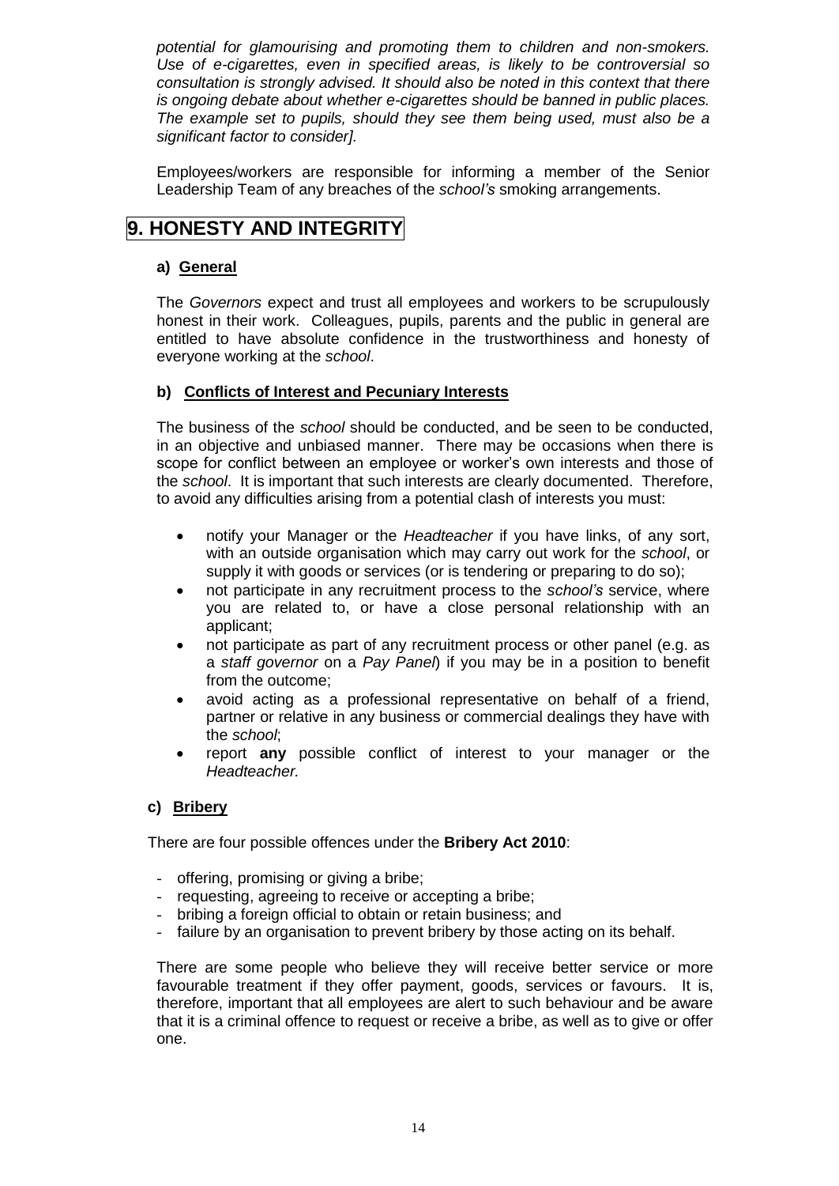*potential for glamourising and promoting them to children and non-smokers. Use of e-cigarettes, even in specified areas, is likely to be controversial so consultation is strongly advised. It should also be noted in this context that there is ongoing debate about whether e-cigarettes should be banned in public places. The example set to pupils, should they see them being used, must also be a significant factor to consider].*

Employees/workers are responsible for informing a member of the Senior Leadership Team of any breaches of the *school's* smoking arrangements.

# 9. HONESTY AND INTEGRITY

### a) General

The *Governors* expect and trust all employees and workers to be scrupulously honest in their work. Colleagues, pupils, parents and the public in general are entitled to have absolute confidence in the trustworthiness and honesty of everyone working at the *school*.

### b) Conflicts of Interest and Pecuniary Interests

The business of the *school* should be conducted, and be seen to be conducted, in an objective and unbiased manner. There may be occasions when there is scope for conflict between an employee or worker's own interests and those of the *school*. It is important that such interests are clearly documented. Therefore, to avoid any difficulties arising from a potential clash of interests you must:

- notify your Manager or the *Headteacher* if you have links, of any sort, with an outside organisation which may carry out work for the *school*, or supply it with goods or services (or is tendering or preparing to do so);
- not participate in any recruitment process to the *school's* service, where you are related to, or have a close personal relationship with an applicant;
- not participate as part of any recruitment process or other panel (e.g. as a *staff governor* on a *Pay Panel*) if you may be in a position to benefit from the outcome;
- avoid acting as a professional representative on behalf of a friend, partner or relative in any business or commercial dealings they have with the *school*;
- report **any** possible conflict of interest to your manager or the *Headteacher.*

### c) Bribery

There are four possible offences under the **Bribery Act 2010**:

- offering, promising or giving a bribe;
- requesting, agreeing to receive or accepting a bribe;
- bribing a foreign official to obtain or retain business; and
- failure by an organisation to prevent bribery by those acting on its behalf.

There are some people who believe they will receive better service or more favourable treatment if they offer payment, goods, services or favours. It is, therefore, important that all employees are alert to such behaviour and be aware that it is a criminal offence to request or receive a bribe, as well as to give or offer one.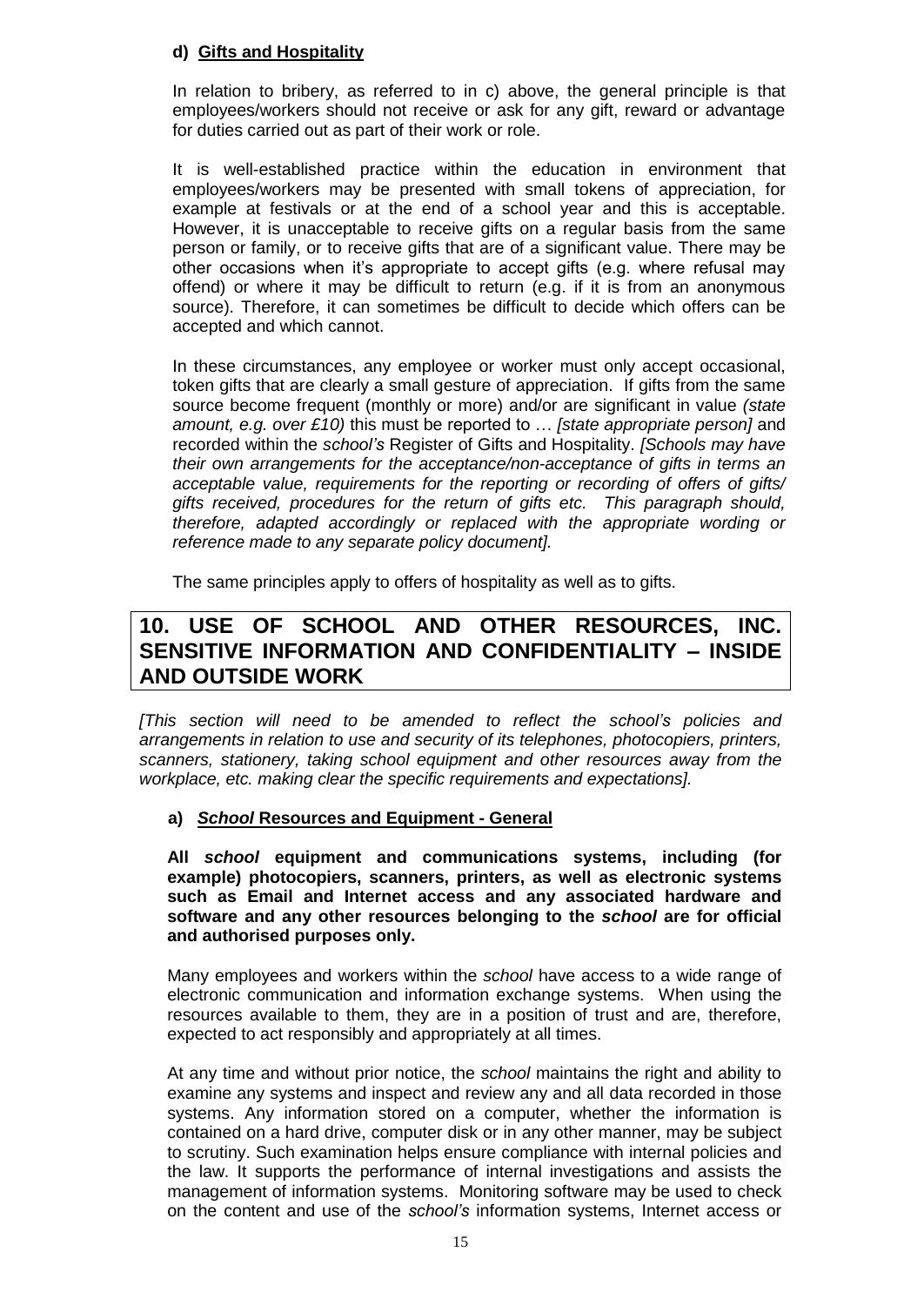### d) Gifts and Hospitality

In relation to bribery, as referred to in c) above, the general principle is that employees/workers should not receive or ask for any gift, reward or advantage for duties carried out as part of their work or role.

It is well-established practice within the education in environment that employees/workers may be presented with small tokens of appreciation, for example at festivals or at the end of a school year and this is acceptable. However, it is unacceptable to receive gifts on a regular basis from the same person or family, or to receive gifts that are of a significant value. There may be other occasions when it's appropriate to accept gifts (e.g. where refusal may offend) or where it may be difficult to return (e.g. if it is from an anonymous source). Therefore, it can sometimes be difficult to decide which offers can be accepted and which cannot.

In these circumstances, any employee or worker must only accept occasional, token gifts that are clearly a small gesture of appreciation. If gifts from the same source become frequent (monthly or more) and/or are significant in value *(state amount, e.g. over £10)* this must be reported to … *[state appropriate person]* and recorded within the *school's* Register of Gifts and Hospitality. *[Schools may have their own arrangements for the acceptance/non-acceptance of gifts in terms an acceptable value, requirements for the reporting or recording of offers of gifts/ gifts received, procedures for the return of gifts etc. This paragraph should, therefore, adapted accordingly or replaced with the appropriate wording or reference made to any separate policy document].*

The same principles apply to offers of hospitality as well as to gifts.

## 10. USE OF SCHOOL AND OTHER RESOURCES, INC. SENSITIVE INFORMATION AND CONFIDENTIALITY – INSIDE AND OUTSIDE WORK

*[This section will need to be amended to reflect the school's policies and arrangements in relation to use and security of its telephones, photocopiers, printers, scanners, stationery, taking school equipment and other resources away from the workplace, etc. making clear the specific requirements and expectations].*

### a) *School* Resources and Equipment - General

**All *school* equipment and communications systems, including (for example) photocopiers, scanners, printers, as well as electronic systems such as Email and Internet access and any associated hardware and software and any other resources belonging to the *school* are for official and authorised purposes only.**

Many employees and workers within the *school* have access to a wide range of electronic communication and information exchange systems. When using the resources available to them, they are in a position of trust and are, therefore, expected to act responsibly and appropriately at all times.

At any time and without prior notice, the *school* maintains the right and ability to examine any systems and inspect and review any and all data recorded in those systems. Any information stored on a computer, whether the information is contained on a hard drive, computer disk or in any other manner, may be subject to scrutiny. Such examination helps ensure compliance with internal policies and the law. It supports the performance of internal investigations and assists the management of information systems. Monitoring software may be used to check on the content and use of the *school's* information systems, Internet access or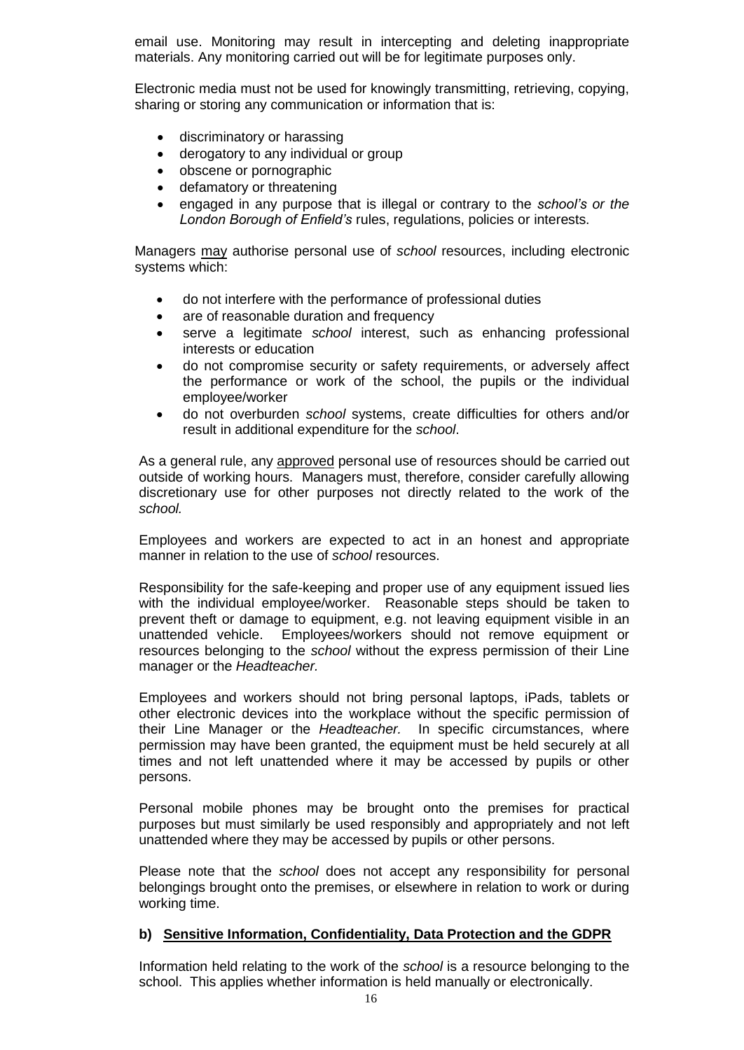email use. Monitoring may result in intercepting and deleting inappropriate materials. Any monitoring carried out will be for legitimate purposes only.

Electronic media must not be used for knowingly transmitting, retrieving, copying, sharing or storing any communication or information that is:

- discriminatory or harassing
- derogatory to any individual or group
- obscene or pornographic
- defamatory or threatening
- engaged in any purpose that is illegal or contrary to the *school's or the London Borough of Enfield's* rules, regulations, policies or interests.

Managers may authorise personal use of *school* resources, including electronic systems which:

- do not interfere with the performance of professional duties
- are of reasonable duration and frequency
- serve a legitimate *school* interest, such as enhancing professional interests or education
- do not compromise security or safety requirements, or adversely affect the performance or work of the school, the pupils or the individual employee/worker
- do not overburden *school* systems, create difficulties for others and/or result in additional expenditure for the *school*.

As a general rule, any approved personal use of resources should be carried out outside of working hours. Managers must, therefore, consider carefully allowing discretionary use for other purposes not directly related to the work of the *school.*

Employees and workers are expected to act in an honest and appropriate manner in relation to the use of *school* resources.

Responsibility for the safe-keeping and proper use of any equipment issued lies with the individual employee/worker. Reasonable steps should be taken to prevent theft or damage to equipment, e.g. not leaving equipment visible in an unattended vehicle. Employees/workers should not remove equipment or resources belonging to the *school* without the express permission of their Line manager or the *Headteacher.*

Employees and workers should not bring personal laptops, iPads, tablets or other electronic devices into the workplace without the specific permission of their Line Manager or the *Headteacher.* In specific circumstances, where permission may have been granted, the equipment must be held securely at all times and not left unattended where it may be accessed by pupils or other persons.

Personal mobile phones may be brought onto the premises for practical purposes but must similarly be used responsibly and appropriately and not left unattended where they may be accessed by pupils or other persons.

Please note that the *school* does not accept any responsibility for personal belongings brought onto the premises, or elsewhere in relation to work or during working time.

### b) Sensitive Information, Confidentiality, Data Protection and the GDPR

Information held relating to the work of the *school* is a resource belonging to the school. This applies whether information is held manually or electronically.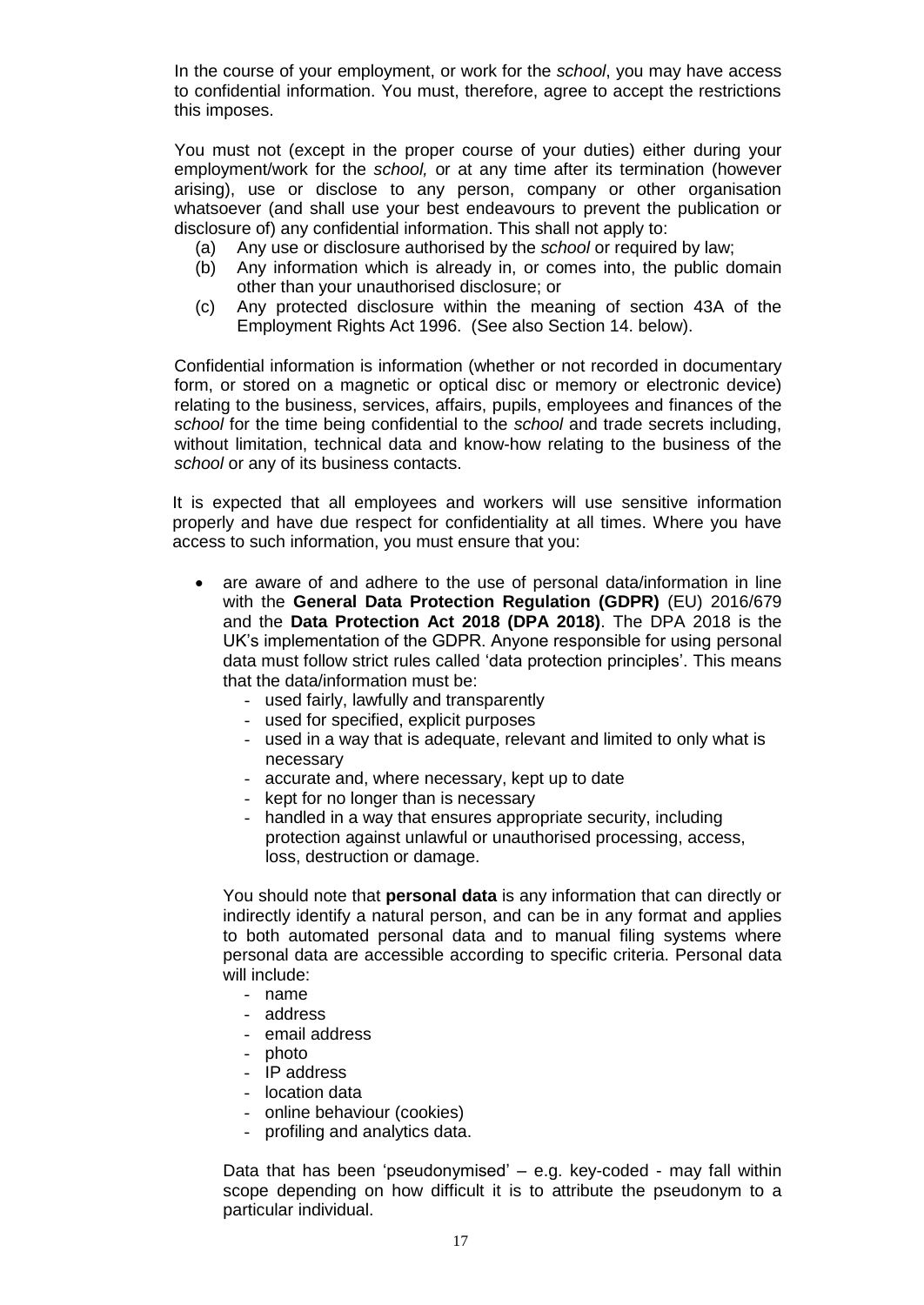In the course of your employment, or work for the *school*, you may have access to confidential information. You must, therefore, agree to accept the restrictions this imposes.

You must not (except in the proper course of your duties) either during your employment/work for the *school,* or at any time after its termination (however arising), use or disclose to any person, company or other organisation whatsoever (and shall use your best endeavours to prevent the publication or disclosure of) any confidential information. This shall not apply to:

(a) Any use or disclosure authorised by the *school* or required by law;
(b) Any information which is already in, or comes into, the public domain other than your unauthorised disclosure; or
(c) Any protected disclosure within the meaning of section 43A of the Employment Rights Act 1996. (See also Section 14. below).

Confidential information is information (whether or not recorded in documentary form, or stored on a magnetic or optical disc or memory or electronic device) relating to the business, services, affairs, pupils, employees and finances of the *school* for the time being confidential to the *school* and trade secrets including, without limitation, technical data and know-how relating to the business of the *school* or any of its business contacts.

It is expected that all employees and workers will use sensitive information properly and have due respect for confidentiality at all times. Where you have access to such information, you must ensure that you:

- are aware of and adhere to the use of personal data/information in line with the **General Data Protection Regulation (GDPR)** (EU) 2016/679 and the **Data Protection Act 2018 (DPA 2018)**. The DPA 2018 is the UK's implementation of the GDPR. Anyone responsible for using personal data must follow strict rules called 'data protection principles'. This means that the data/information must be:
  - used fairly, lawfully and transparently
  - used for specified, explicit purposes
  - used in a way that is adequate, relevant and limited to only what is necessary
  - accurate and, where necessary, kept up to date
  - kept for no longer than is necessary
  - handled in a way that ensures appropriate security, including protection against unlawful or unauthorised processing, access, loss, destruction or damage.

  You should note that **personal data** is any information that can directly or indirectly identify a natural person, and can be in any format and applies to both automated personal data and to manual filing systems where personal data are accessible according to specific criteria. Personal data will include:
  - name
  - address
  - email address
  - photo
  - IP address
  - location data
  - online behaviour (cookies)
  - profiling and analytics data.

  Data that has been 'pseudonymised' – e.g. key-coded - may fall within scope depending on how difficult it is to attribute the pseudonym to a particular individual.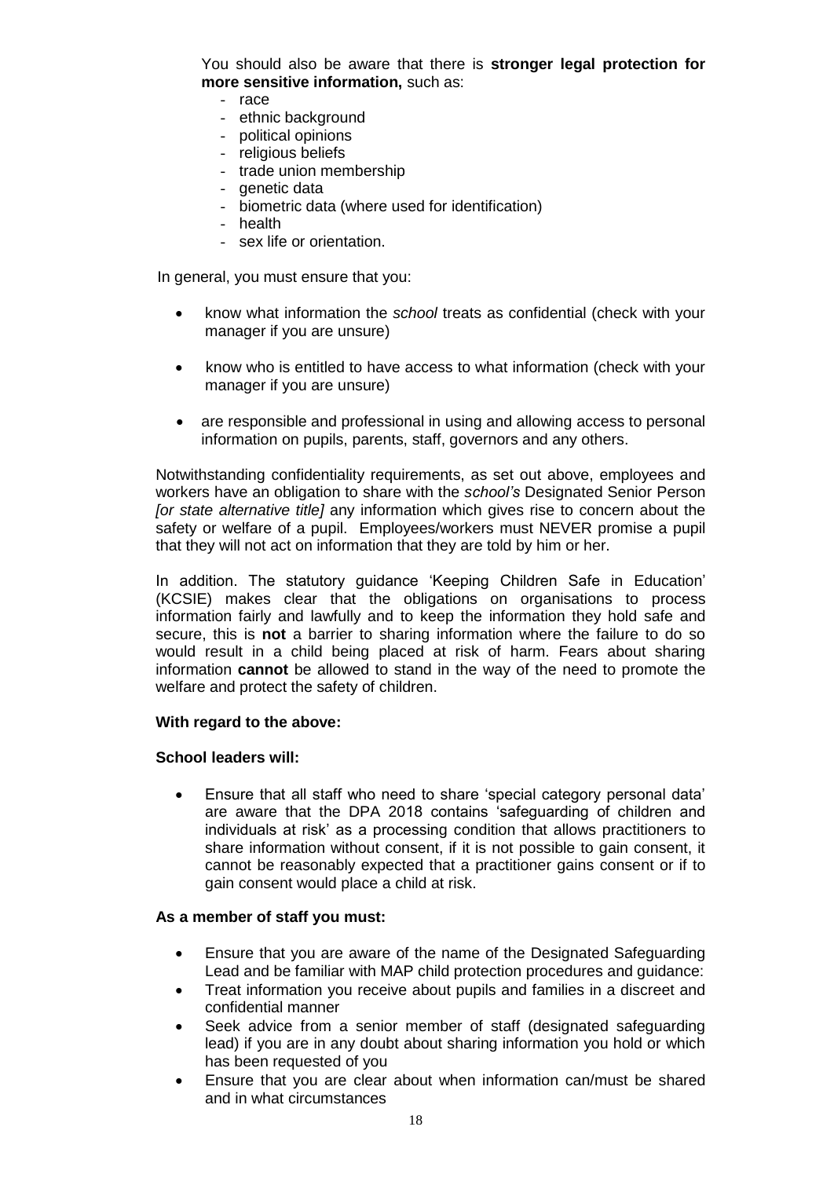You should also be aware that there is **stronger legal protection for more sensitive information,** such as:

- race
- ethnic background
- political opinions
- religious beliefs
- trade union membership
- genetic data
- biometric data (where used for identification)
- health
- sex life or orientation.

In general, you must ensure that you:

- know what information the *school* treats as confidential (check with your manager if you are unsure)
- know who is entitled to have access to what information (check with your manager if you are unsure)
- are responsible and professional in using and allowing access to personal information on pupils, parents, staff, governors and any others.

Notwithstanding confidentiality requirements, as set out above, employees and workers have an obligation to share with the *school's* Designated Senior Person *[or state alternative title]* any information which gives rise to concern about the safety or welfare of a pupil. Employees/workers must NEVER promise a pupil that they will not act on information that they are told by him or her.

In addition. The statutory guidance 'Keeping Children Safe in Education' (KCSIE) makes clear that the obligations on organisations to process information fairly and lawfully and to keep the information they hold safe and secure, this is **not** a barrier to sharing information where the failure to do so would result in a child being placed at risk of harm. Fears about sharing information **cannot** be allowed to stand in the way of the need to promote the welfare and protect the safety of children.

**With regard to the above:**

**School leaders will:**

- Ensure that all staff who need to share 'special category personal data' are aware that the DPA 2018 contains 'safeguarding of children and individuals at risk' as a processing condition that allows practitioners to share information without consent, if it is not possible to gain consent, it cannot be reasonably expected that a practitioner gains consent or if to gain consent would place a child at risk.

**As a member of staff you must:**

- Ensure that you are aware of the name of the Designated Safeguarding Lead and be familiar with MAP child protection procedures and guidance:
- Treat information you receive about pupils and families in a discreet and confidential manner
- Seek advice from a senior member of staff (designated safeguarding lead) if you are in any doubt about sharing information you hold or which has been requested of you
- Ensure that you are clear about when information can/must be shared and in what circumstances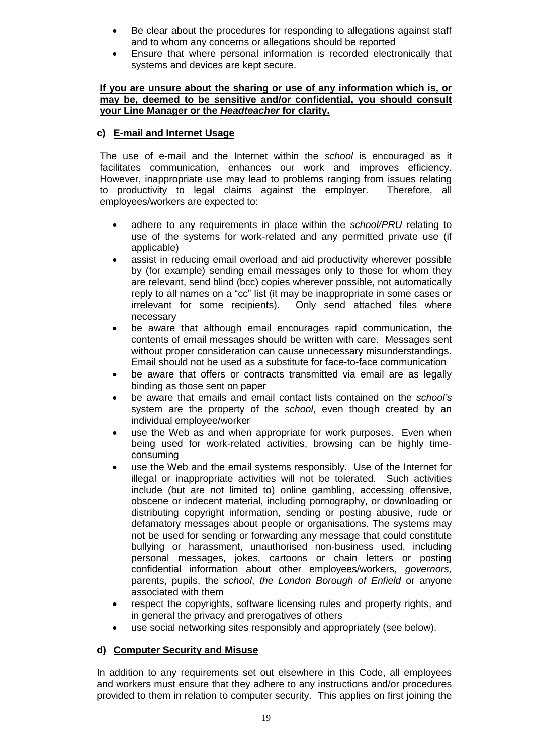- Be clear about the procedures for responding to allegations against staff and to whom any concerns or allegations should be reported
- Ensure that where personal information is recorded electronically that systems and devices are kept secure.

**If you are unsure about the sharing or use of any information which is, or may be, deemed to be sensitive and/or confidential, you should consult your Line Manager or the *Headteacher* for clarity.**

### c) E-mail and Internet Usage

The use of e-mail and the Internet within the *school* is encouraged as it facilitates communication, enhances our work and improves efficiency. However, inappropriate use may lead to problems ranging from issues relating to productivity to legal claims against the employer. Therefore, all employees/workers are expected to:

- adhere to any requirements in place within the *school/PRU* relating to use of the systems for work-related and any permitted private use (if applicable)
- assist in reducing email overload and aid productivity wherever possible by (for example) sending email messages only to those for whom they are relevant, send blind (bcc) copies wherever possible, not automatically reply to all names on a "cc" list (it may be inappropriate in some cases or irrelevant for some recipients). Only send attached files where necessary
- be aware that although email encourages rapid communication, the contents of email messages should be written with care. Messages sent without proper consideration can cause unnecessary misunderstandings. Email should not be used as a substitute for face-to-face communication
- be aware that offers or contracts transmitted via email are as legally binding as those sent on paper
- be aware that emails and email contact lists contained on the *school's* system are the property of the *school*, even though created by an individual employee/worker
- use the Web as and when appropriate for work purposes. Even when being used for work-related activities, browsing can be highly time-consuming
- use the Web and the email systems responsibly. Use of the Internet for illegal or inappropriate activities will not be tolerated. Such activities include (but are not limited to) online gambling, accessing offensive, obscene or indecent material, including pornography, or downloading or distributing copyright information, sending or posting abusive, rude or defamatory messages about people or organisations. The systems may not be used for sending or forwarding any message that could constitute bullying or harassment, unauthorised non-business used, including personal messages, jokes, cartoons or chain letters or posting confidential information about other employees/workers, *governors,* parents, pupils, the *school*, *the London Borough of Enfield* or anyone associated with them
- respect the copyrights, software licensing rules and property rights, and in general the privacy and prerogatives of others
- use social networking sites responsibly and appropriately (see below).

### d) Computer Security and Misuse

In addition to any requirements set out elsewhere in this Code, all employees and workers must ensure that they adhere to any instructions and/or procedures provided to them in relation to computer security. This applies on first joining the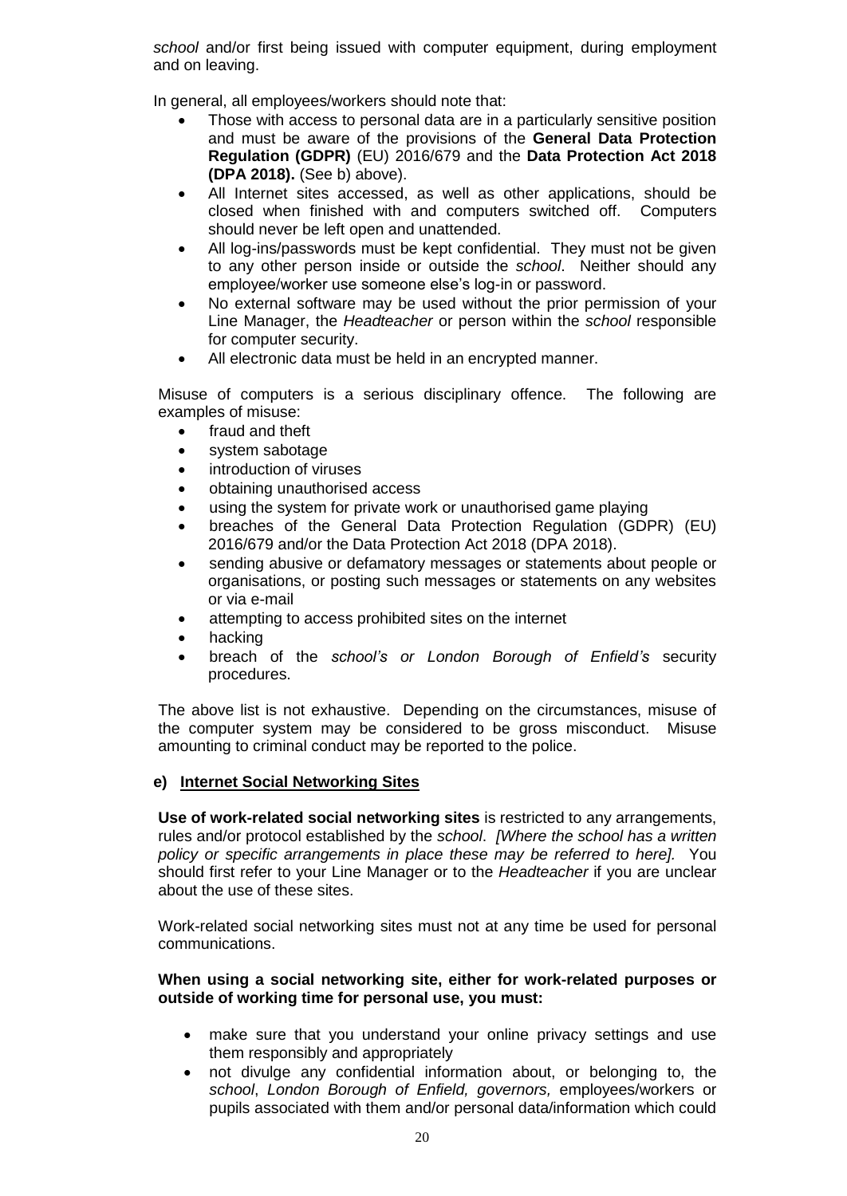*school* and/or first being issued with computer equipment, during employment and on leaving.

In general, all employees/workers should note that:

- Those with access to personal data are in a particularly sensitive position and must be aware of the provisions of the **General Data Protection Regulation (GDPR)** (EU) 2016/679 and the **Data Protection Act 2018 (DPA 2018).** (See b) above).
- All Internet sites accessed, as well as other applications, should be closed when finished with and computers switched off. Computers should never be left open and unattended.
- All log-ins/passwords must be kept confidential. They must not be given to any other person inside or outside the *school*. Neither should any employee/worker use someone else's log-in or password.
- No external software may be used without the prior permission of your Line Manager, the *Headteacher* or person within the *school* responsible for computer security.
- All electronic data must be held in an encrypted manner.

Misuse of computers is a serious disciplinary offence. The following are examples of misuse:

- fraud and theft
- system sabotage
- introduction of viruses
- obtaining unauthorised access
- using the system for private work or unauthorised game playing
- breaches of the General Data Protection Regulation (GDPR) (EU) 2016/679 and/or the Data Protection Act 2018 (DPA 2018).
- sending abusive or defamatory messages or statements about people or organisations, or posting such messages or statements on any websites or via e-mail
- attempting to access prohibited sites on the internet
- hacking
- breach of the *school's or London Borough of Enfield's* security procedures.

The above list is not exhaustive. Depending on the circumstances, misuse of the computer system may be considered to be gross misconduct. Misuse amounting to criminal conduct may be reported to the police.

#### e) <u>Internet Social Networking Sites</u>

**Use of work-related social networking sites** is restricted to any arrangements, rules and/or protocol established by the *school*. *[Where the school has a written policy or specific arrangements in place these may be referred to here].* You should first refer to your Line Manager or to the *Headteacher* if you are unclear about the use of these sites.

Work-related social networking sites must not at any time be used for personal communications.

**When using a social networking site, either for work-related purposes or outside of working time for personal use, you must:**

- make sure that you understand your online privacy settings and use them responsibly and appropriately
- not divulge any confidential information about, or belonging to, the *school*, *London Borough of Enfield, governors,* employees/workers or pupils associated with them and/or personal data/information which could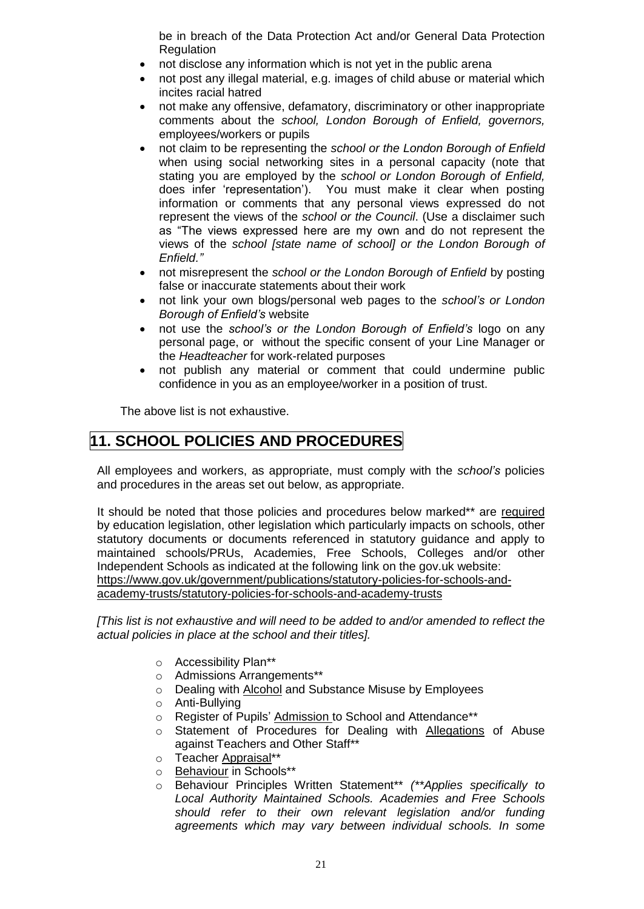be in breach of the Data Protection Act and/or General Data Protection Regulation

- not disclose any information which is not yet in the public arena
- not post any illegal material, e.g. images of child abuse or material which incites racial hatred
- not make any offensive, defamatory, discriminatory or other inappropriate comments about the *school, London Borough of Enfield, governors,* employees/workers or pupils
- not claim to be representing the *school or the London Borough of Enfield* when using social networking sites in a personal capacity (note that stating you are employed by the *school or London Borough of Enfield,* does infer 'representation'). You must make it clear when posting information or comments that any personal views expressed do not represent the views of the *school or the Council*. (Use a disclaimer such as "The views expressed here are my own and do not represent the views of the *school [state name of school] or the London Borough of Enfield."*
- not misrepresent the *school or the London Borough of Enfield* by posting false or inaccurate statements about their work
- not link your own blogs/personal web pages to the *school's or London Borough of Enfield's* website
- not use the *school's or the London Borough of Enfield's* logo on any personal page, or without the specific consent of your Line Manager or the *Headteacher* for work-related purposes
- not publish any material or comment that could undermine public confidence in you as an employee/worker in a position of trust.

The above list is not exhaustive.

## 11. SCHOOL POLICIES AND PROCEDURES

All employees and workers, as appropriate, must comply with the *school's* policies and procedures in the areas set out below, as appropriate.

It should be noted that those policies and procedures below marked** are required by education legislation, other legislation which particularly impacts on schools, other statutory documents or documents referenced in statutory guidance and apply to maintained schools/PRUs, Academies, Free Schools, Colleges and/or other Independent Schools as indicated at the following link on the gov.uk website: https://www.gov.uk/government/publications/statutory-policies-for-schools-and-academy-trusts/statutory-policies-for-schools-and-academy-trusts

*[This list is not exhaustive and will need to be added to and/or amended to reflect the actual policies in place at the school and their titles].*

- Accessibility Plan**
- Admissions Arrangements**
- Dealing with Alcohol and Substance Misuse by Employees
- Anti-Bullying
- Register of Pupils' Admission to School and Attendance**
- Statement of Procedures for Dealing with Allegations of Abuse against Teachers and Other Staff**
- Teacher Appraisal**
- Behaviour in Schools**
- Behaviour Principles Written Statement** *(**Applies specifically to Local Authority Maintained Schools. Academies and Free Schools should refer to their own relevant legislation and/or funding agreements which may vary between individual schools. In some*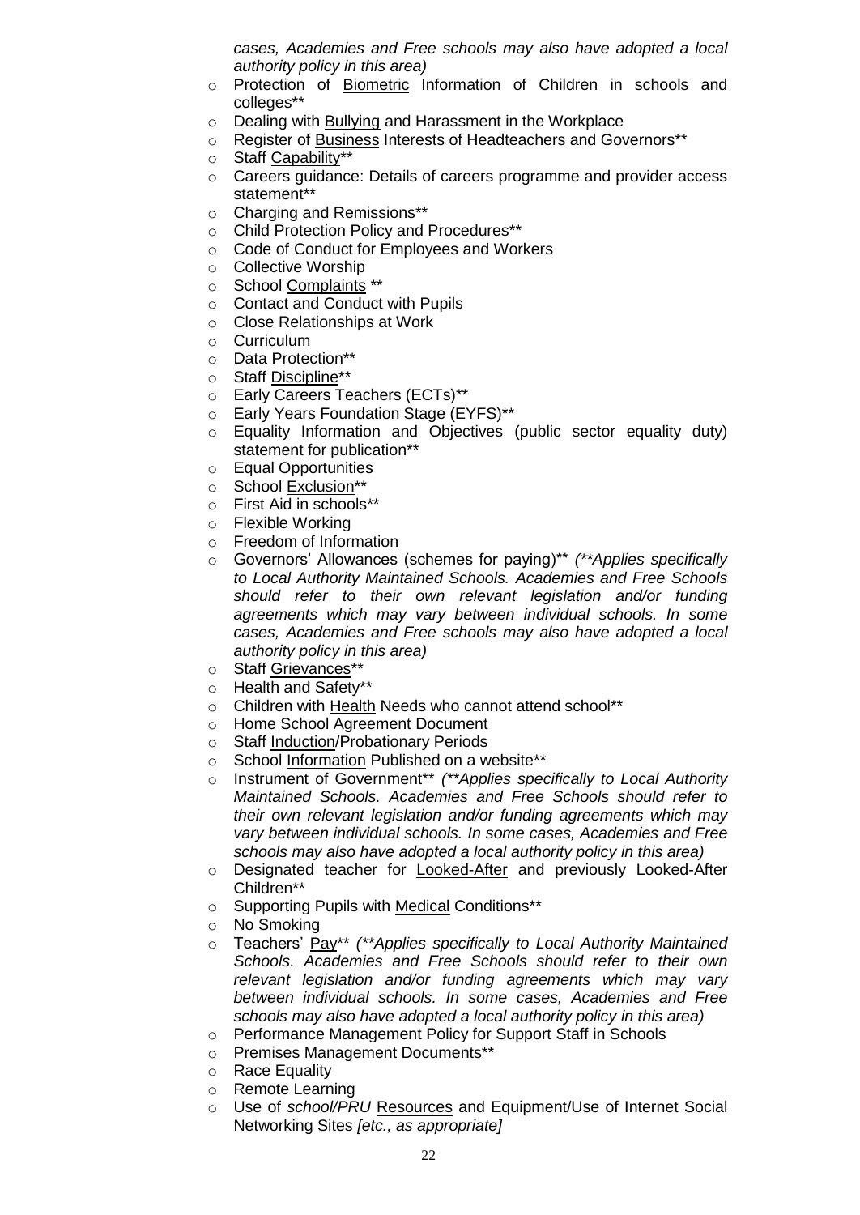*cases, Academies and Free schools may also have adopted a local authority policy in this area)*

- Protection of Biometric Information of Children in schools and colleges**
- Dealing with Bullying and Harassment in the Workplace
- Register of Business Interests of Headteachers and Governors**
- Staff Capability**
- Careers guidance: Details of careers programme and provider access statement**
- Charging and Remissions**
- Child Protection Policy and Procedures**
- Code of Conduct for Employees and Workers
- Collective Worship
- School Complaints **
- Contact and Conduct with Pupils
- Close Relationships at Work
- Curriculum
- Data Protection**
- Staff Discipline**
- Early Careers Teachers (ECTs)**
- Early Years Foundation Stage (EYFS)**
- Equality Information and Objectives (public sector equality duty) statement for publication**
- Equal Opportunities
- School Exclusion**
- First Aid in schools**
- Flexible Working
- Freedom of Information
- Governors' Allowances (schemes for paying)** *(**Applies specifically to Local Authority Maintained Schools. Academies and Free Schools should refer to their own relevant legislation and/or funding agreements which may vary between individual schools. In some cases, Academies and Free schools may also have adopted a local authority policy in this area)*
- Staff Grievances**
- Health and Safety**
- Children with Health Needs who cannot attend school**
- Home School Agreement Document
- Staff Induction/Probationary Periods
- School Information Published on a website**
- Instrument of Government** *(**Applies specifically to Local Authority Maintained Schools. Academies and Free Schools should refer to their own relevant legislation and/or funding agreements which may vary between individual schools. In some cases, Academies and Free schools may also have adopted a local authority policy in this area)*
- Designated teacher for Looked-After and previously Looked-After Children**
- Supporting Pupils with Medical Conditions**
- No Smoking
- Teachers' Pay** *(**Applies specifically to Local Authority Maintained Schools. Academies and Free Schools should refer to their own relevant legislation and/or funding agreements which may vary between individual schools. In some cases, Academies and Free schools may also have adopted a local authority policy in this area)*
- Performance Management Policy for Support Staff in Schools
- Premises Management Documents**
- Race Equality
- Remote Learning
- Use of *school/PRU* Resources and Equipment/Use of Internet Social Networking Sites *[etc., as appropriate]*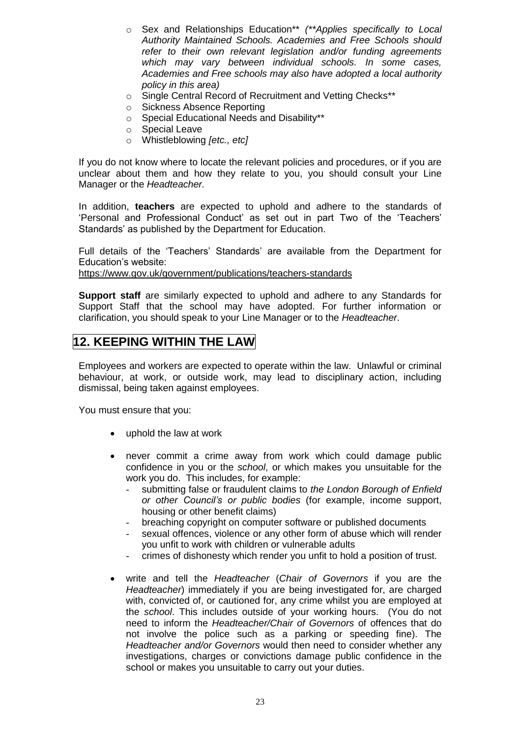- Sex and Relationships Education** *(**Applies specifically to Local Authority Maintained Schools. Academies and Free Schools should refer to their own relevant legislation and/or funding agreements which may vary between individual schools. In some cases, Academies and Free schools may also have adopted a local authority policy in this area)*
- Single Central Record of Recruitment and Vetting Checks**
- Sickness Absence Reporting
- Special Educational Needs and Disability**
- Special Leave
- Whistleblowing *[etc., etc]*

If you do not know where to locate the relevant policies and procedures, or if you are unclear about them and how they relate to you, you should consult your Line Manager or the *Headteacher.*

In addition, **teachers** are expected to uphold and adhere to the standards of 'Personal and Professional Conduct' as set out in part Two of the 'Teachers' Standards' as published by the Department for Education.

Full details of the 'Teachers' Standards' are available from the Department for Education's website:
https://www.gov.uk/government/publications/teachers-standards

**Support staff** are similarly expected to uphold and adhere to any Standards for Support Staff that the school may have adopted. For further information or clarification, you should speak to your Line Manager or to the *Headteacher*.

## 12. KEEPING WITHIN THE LAW

Employees and workers are expected to operate within the law. Unlawful or criminal behaviour, at work, or outside work, may lead to disciplinary action, including dismissal, being taken against employees.

You must ensure that you:

- uphold the law at work
- never commit a crime away from work which could damage public confidence in you or the *school*, or which makes you unsuitable for the work you do. This includes, for example:
  - submitting false or fraudulent claims to *the London Borough of Enfield or other Council's or public bodies* (for example, income support, housing or other benefit claims)
  - breaching copyright on computer software or published documents
  - sexual offences, violence or any other form of abuse which will render you unfit to work with children or vulnerable adults
  - crimes of dishonesty which render you unfit to hold a position of trust.
- write and tell the *Headteacher* (*Chair of Governors* if you are the *Headteacher*) immediately if you are being investigated for, are charged with, convicted of, or cautioned for, any crime whilst you are employed at the *school*. This includes outside of your working hours. (You do not need to inform the *Headteacher/Chair of Governors* of offences that do not involve the police such as a parking or speeding fine). The *Headteacher and/or Governors* would then need to consider whether any investigations, charges or convictions damage public confidence in the school or makes you unsuitable to carry out your duties.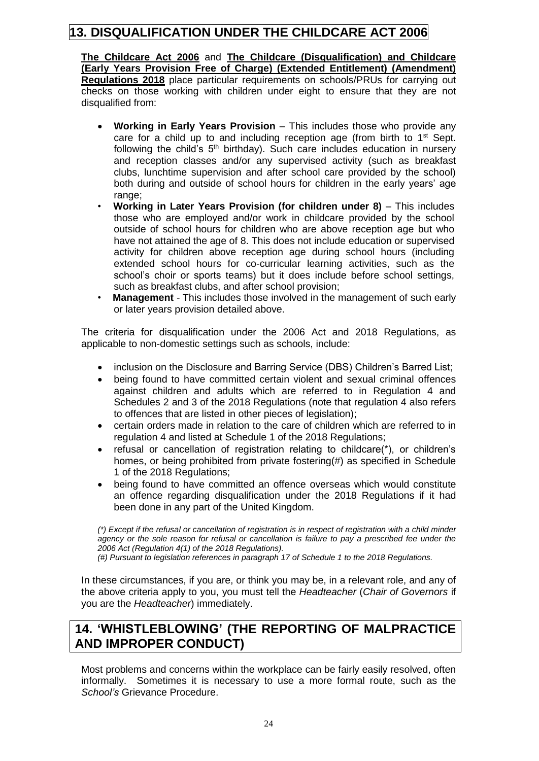## 13. DISQUALIFICATION UNDER THE CHILDCARE ACT 2006

**The Childcare Act 2006** and **The Childcare (Disqualification) and Childcare (Early Years Provision Free of Charge) (Extended Entitlement) (Amendment) Regulations 2018** place particular requirements on schools/PRUs for carrying out checks on those working with children under eight to ensure that they are not disqualified from:

- **Working in Early Years Provision** – This includes those who provide any care for a child up to and including reception age (from birth to 1st Sept. following the child's 5th birthday). Such care includes education in nursery and reception classes and/or any supervised activity (such as breakfast clubs, lunchtime supervision and after school care provided by the school) both during and outside of school hours for children in the early years' age range;
- **Working in Later Years Provision (for children under 8)** – This includes those who are employed and/or work in childcare provided by the school outside of school hours for children who are above reception age but who have not attained the age of 8. This does not include education or supervised activity for children above reception age during school hours (including extended school hours for co-curricular learning activities, such as the school's choir or sports teams) but it does include before school settings, such as breakfast clubs, and after school provision;
- **Management** - This includes those involved in the management of such early or later years provision detailed above.

The criteria for disqualification under the 2006 Act and 2018 Regulations, as applicable to non-domestic settings such as schools, include:

- inclusion on the Disclosure and Barring Service (DBS) Children's Barred List;
- being found to have committed certain violent and sexual criminal offences against children and adults which are referred to in Regulation 4 and Schedules 2 and 3 of the 2018 Regulations (note that regulation 4 also refers to offences that are listed in other pieces of legislation);
- certain orders made in relation to the care of children which are referred to in regulation 4 and listed at Schedule 1 of the 2018 Regulations;
- refusal or cancellation of registration relating to childcare(*), or children's homes, or being prohibited from private fostering(#) as specified in Schedule 1 of the 2018 Regulations;
- being found to have committed an offence overseas which would constitute an offence regarding disqualification under the 2018 Regulations if it had been done in any part of the United Kingdom.

*(*) Except if the refusal or cancellation of registration is in respect of registration with a child minder agency or the sole reason for refusal or cancellation is failure to pay a prescribed fee under the 2006 Act (Regulation 4(1) of the 2018 Regulations).*
*(#) Pursuant to legislation references in paragraph 17 of Schedule 1 to the 2018 Regulations.*

In these circumstances, if you are, or think you may be, in a relevant role, and any of the above criteria apply to you, you must tell the *Headteacher* (*Chair of Governors* if you are the *Headteacher*) immediately.

## 14. 'WHISTLEBLOWING' (THE REPORTING OF MALPRACTICE AND IMPROPER CONDUCT)

Most problems and concerns within the workplace can be fairly easily resolved, often informally. Sometimes it is necessary to use a more formal route, such as the *School's* Grievance Procedure.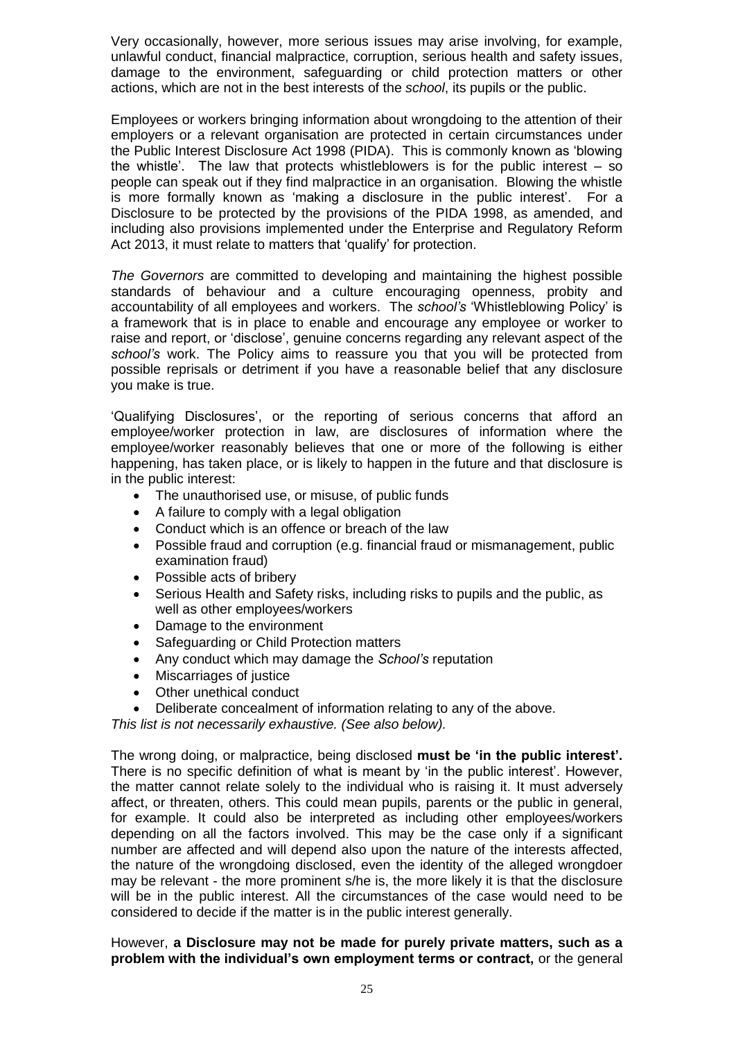Very occasionally, however, more serious issues may arise involving, for example, unlawful conduct, financial malpractice, corruption, serious health and safety issues, damage to the environment, safeguarding or child protection matters or other actions, which are not in the best interests of the *school*, its pupils or the public.

Employees or workers bringing information about wrongdoing to the attention of their employers or a relevant organisation are protected in certain circumstances under the Public Interest Disclosure Act 1998 (PIDA). This is commonly known as 'blowing the whistle'. The law that protects whistleblowers is for the public interest – so people can speak out if they find malpractice in an organisation. Blowing the whistle is more formally known as 'making a disclosure in the public interest'. For a Disclosure to be protected by the provisions of the PIDA 1998, as amended, and including also provisions implemented under the Enterprise and Regulatory Reform Act 2013, it must relate to matters that 'qualify' for protection.

*The Governors* are committed to developing and maintaining the highest possible standards of behaviour and a culture encouraging openness, probity and accountability of all employees and workers. The *school's* 'Whistleblowing Policy' is a framework that is in place to enable and encourage any employee or worker to raise and report, or 'disclose', genuine concerns regarding any relevant aspect of the *school's* work. The Policy aims to reassure you that you will be protected from possible reprisals or detriment if you have a reasonable belief that any disclosure you make is true.

'Qualifying Disclosures', or the reporting of serious concerns that afford an employee/worker protection in law, are disclosures of information where the employee/worker reasonably believes that one or more of the following is either happening, has taken place, or is likely to happen in the future and that disclosure is in the public interest:

- The unauthorised use, or misuse, of public funds
- A failure to comply with a legal obligation
- Conduct which is an offence or breach of the law
- Possible fraud and corruption (e.g. financial fraud or mismanagement, public examination fraud)
- Possible acts of bribery
- Serious Health and Safety risks, including risks to pupils and the public, as well as other employees/workers
- Damage to the environment
- Safeguarding or Child Protection matters
- Any conduct which may damage the *School's* reputation
- Miscarriages of justice
- Other unethical conduct
- Deliberate concealment of information relating to any of the above.

*This list is not necessarily exhaustive. (See also below).*

The wrong doing, or malpractice, being disclosed **must be 'in the public interest'.** There is no specific definition of what is meant by 'in the public interest'. However, the matter cannot relate solely to the individual who is raising it. It must adversely affect, or threaten, others. This could mean pupils, parents or the public in general, for example. It could also be interpreted as including other employees/workers depending on all the factors involved. This may be the case only if a significant number are affected and will depend also upon the nature of the interests affected, the nature of the wrongdoing disclosed, even the identity of the alleged wrongdoer may be relevant - the more prominent s/he is, the more likely it is that the disclosure will be in the public interest. All the circumstances of the case would need to be considered to decide if the matter is in the public interest generally.

However, **a Disclosure may not be made for purely private matters, such as a problem with the individual's own employment terms or contract,** or the general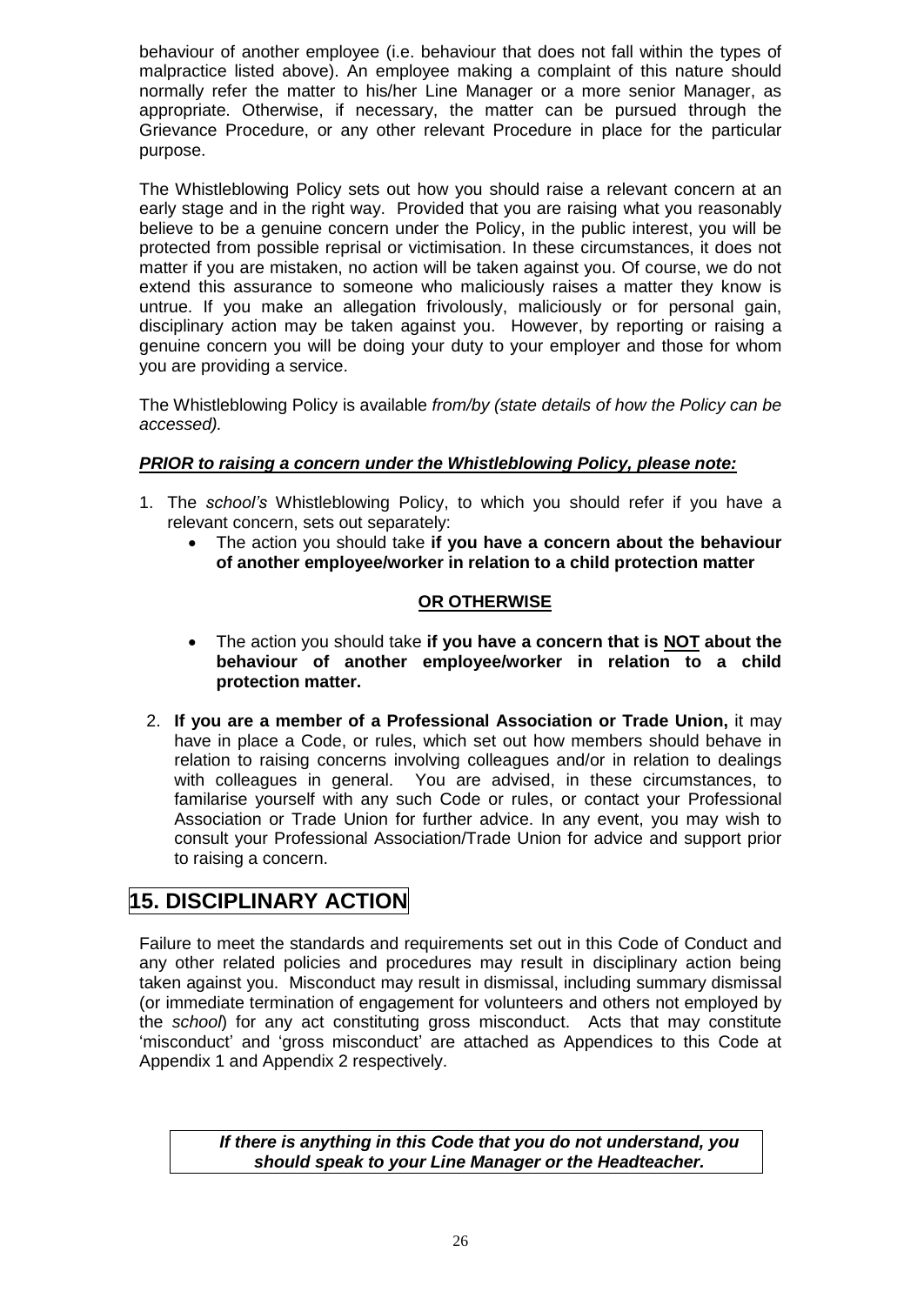behaviour of another employee (i.e. behaviour that does not fall within the types of malpractice listed above). An employee making a complaint of this nature should normally refer the matter to his/her Line Manager or a more senior Manager, as appropriate. Otherwise, if necessary, the matter can be pursued through the Grievance Procedure, or any other relevant Procedure in place for the particular purpose.

The Whistleblowing Policy sets out how you should raise a relevant concern at an early stage and in the right way. Provided that you are raising what you reasonably believe to be a genuine concern under the Policy, in the public interest, you will be protected from possible reprisal or victimisation. In these circumstances, it does not matter if you are mistaken, no action will be taken against you. Of course, we do not extend this assurance to someone who maliciously raises a matter they know is untrue. If you make an allegation frivolously, maliciously or for personal gain, disciplinary action may be taken against you. However, by reporting or raising a genuine concern you will be doing your duty to your employer and those for whom you are providing a service.

The Whistleblowing Policy is available *from/by (state details of how the Policy can be accessed).*

***PRIOR to raising a concern under the Whistleblowing Policy, please note:***

1. The *school's* Whistleblowing Policy, to which you should refer if you have a relevant concern, sets out separately:
   - The action you should take **if you have a concern about the behaviour of another employee/worker in relation to a child protection matter**

   **OR OTHERWISE**

   - The action you should take **if you have a concern that is NOT about the behaviour of another employee/worker in relation to a child protection matter.**
2. **If you are a member of a Professional Association or Trade Union,** it may have in place a Code, or rules, which set out how members should behave in relation to raising concerns involving colleagues and/or in relation to dealings with colleagues in general. You are advised, in these circumstances, to familarise yourself with any such Code or rules, or contact your Professional Association or Trade Union for further advice. In any event, you may wish to consult your Professional Association/Trade Union for advice and support prior to raising a concern.

## 15. DISCIPLINARY ACTION

Failure to meet the standards and requirements set out in this Code of Conduct and any other related policies and procedures may result in disciplinary action being taken against you. Misconduct may result in dismissal, including summary dismissal (or immediate termination of engagement for volunteers and others not employed by the *school*) for any act constituting gross misconduct. Acts that may constitute 'misconduct' and 'gross misconduct' are attached as Appendices to this Code at Appendix 1 and Appendix 2 respectively.

***If there is anything in this Code that you do not understand, you should speak to your Line Manager or the Headteacher.***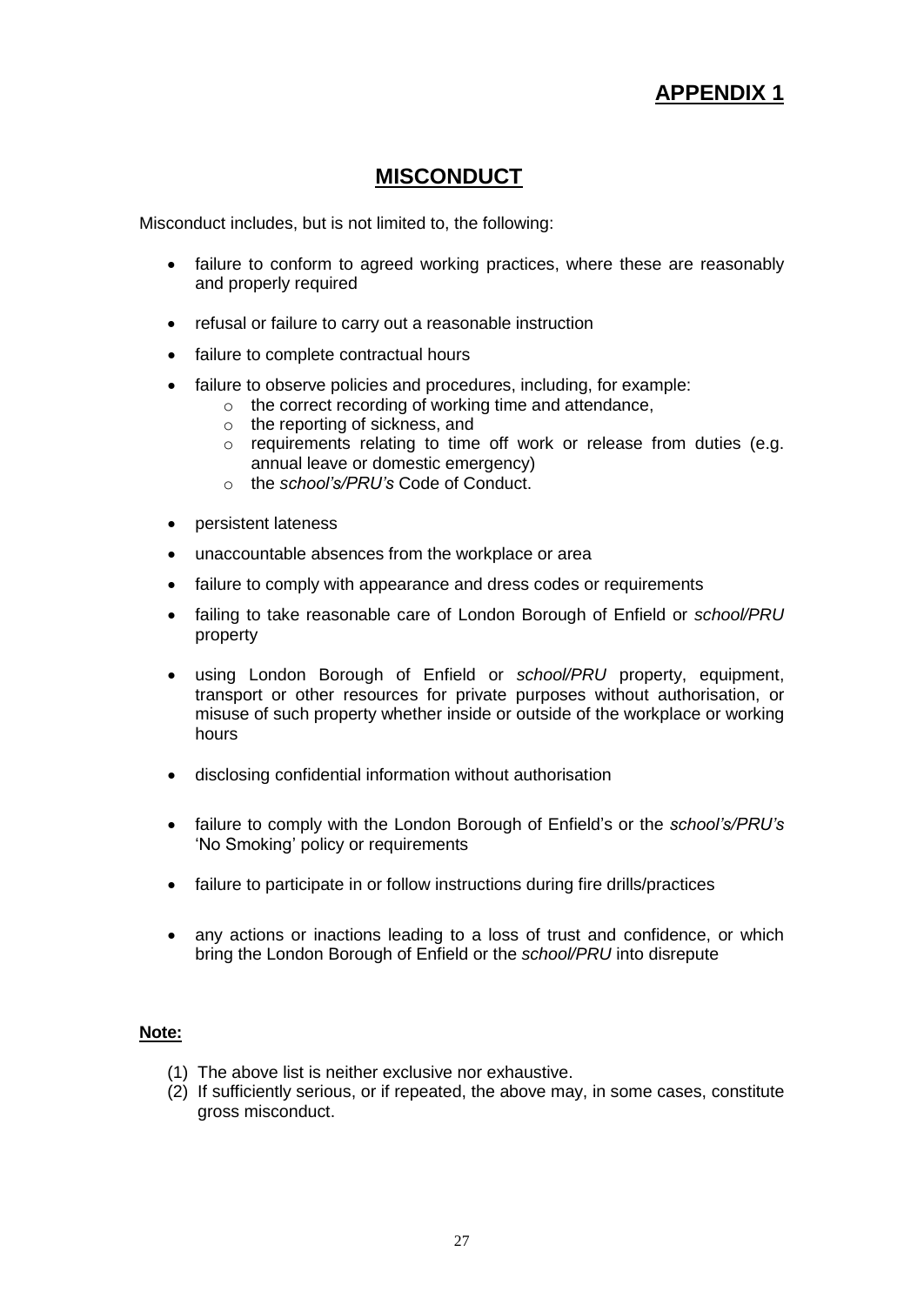**APPENDIX 1**

# MISCONDUCT

Misconduct includes, but is not limited to, the following:

- failure to conform to agreed working practices, where these are reasonably and properly required
- refusal or failure to carry out a reasonable instruction
- failure to complete contractual hours
- failure to observe policies and procedures, including, for example:
  - the correct recording of working time and attendance,
  - the reporting of sickness, and
  - requirements relating to time off work or release from duties (e.g. annual leave or domestic emergency)
  - the *school's/PRU's* Code of Conduct.
- persistent lateness
- unaccountable absences from the workplace or area
- failure to comply with appearance and dress codes or requirements
- failing to take reasonable care of London Borough of Enfield or *school/PRU* property
- using London Borough of Enfield or *school/PRU* property, equipment, transport or other resources for private purposes without authorisation, or misuse of such property whether inside or outside of the workplace or working hours
- disclosing confidential information without authorisation
- failure to comply with the London Borough of Enfield's or the *school's/PRU's* 'No Smoking' policy or requirements
- failure to participate in or follow instructions during fire drills/practices
- any actions or inactions leading to a loss of trust and confidence, or which bring the London Borough of Enfield or the *school/PRU* into disrepute

**Note:**

(1) The above list is neither exclusive nor exhaustive.
(2) If sufficiently serious, or if repeated, the above may, in some cases, constitute gross misconduct.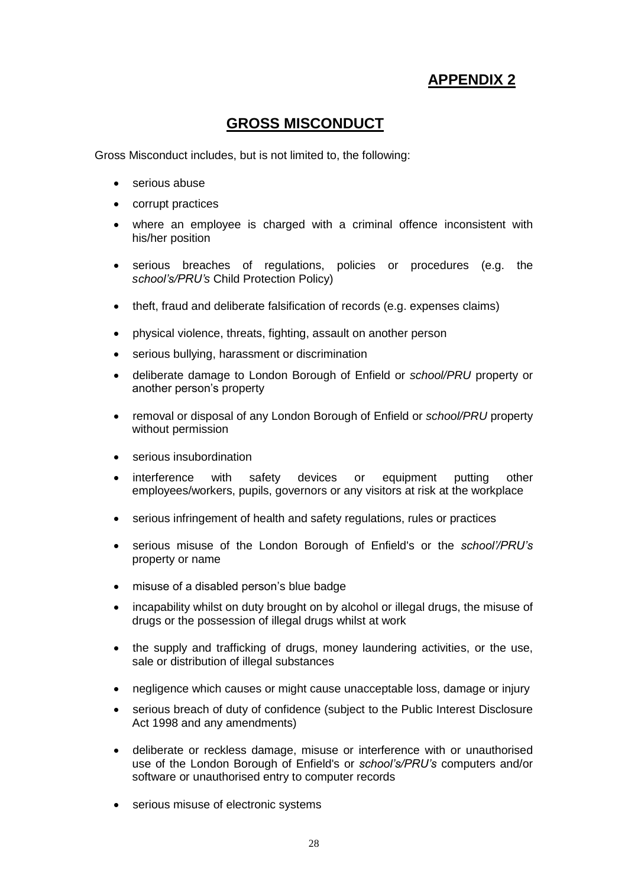## APPENDIX 2

## GROSS MISCONDUCT

Gross Misconduct includes, but is not limited to, the following:

- serious abuse
- corrupt practices
- where an employee is charged with a criminal offence inconsistent with his/her position
- serious breaches of regulations, policies or procedures (e.g. the *school's/PRU's* Child Protection Policy)
- theft, fraud and deliberate falsification of records (e.g. expenses claims)
- physical violence, threats, fighting, assault on another person
- serious bullying, harassment or discrimination
- deliberate damage to London Borough of Enfield or *school/PRU* property or another person's property
- removal or disposal of any London Borough of Enfield or *school/PRU* property without permission
- serious insubordination
- interference with safety devices or equipment putting other employees/workers, pupils, governors or any visitors at risk at the workplace
- serious infringement of health and safety regulations, rules or practices
- serious misuse of the London Borough of Enfield's or the *school'/PRU's* property or name
- misuse of a disabled person's blue badge
- incapability whilst on duty brought on by alcohol or illegal drugs, the misuse of drugs or the possession of illegal drugs whilst at work
- the supply and trafficking of drugs, money laundering activities, or the use, sale or distribution of illegal substances
- negligence which causes or might cause unacceptable loss, damage or injury
- serious breach of duty of confidence (subject to the Public Interest Disclosure Act 1998 and any amendments)
- deliberate or reckless damage, misuse or interference with or unauthorised use of the London Borough of Enfield's or *school's/PRU's* computers and/or software or unauthorised entry to computer records
- serious misuse of electronic systems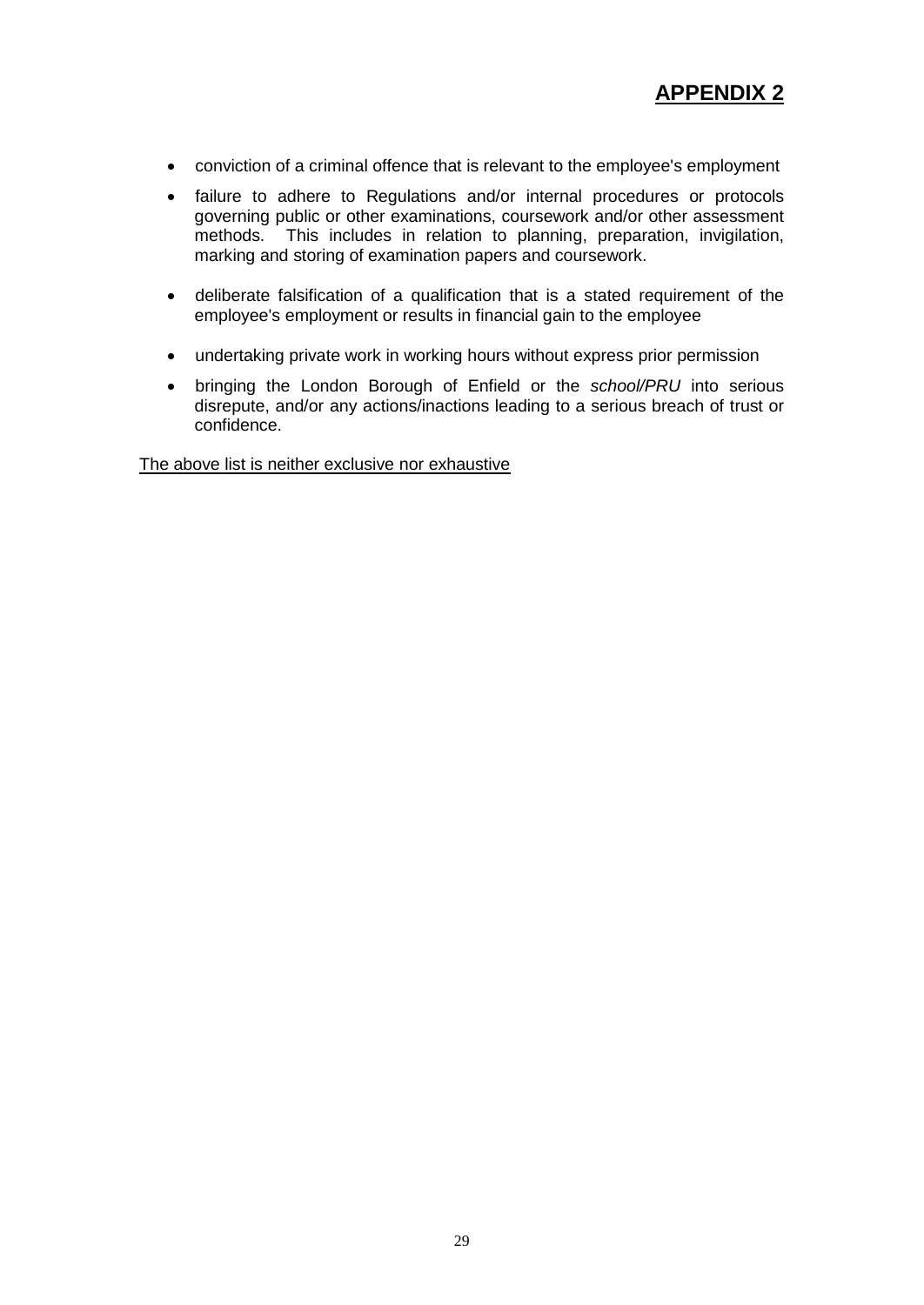## APPENDIX 2

- conviction of a criminal offence that is relevant to the employee's employment
- failure to adhere to Regulations and/or internal procedures or protocols governing public or other examinations, coursework and/or other assessment methods. This includes in relation to planning, preparation, invigilation, marking and storing of examination papers and coursework.
- deliberate falsification of a qualification that is a stated requirement of the employee's employment or results in financial gain to the employee
- undertaking private work in working hours without express prior permission
- bringing the London Borough of Enfield or the *school/PRU* into serious disrepute, and/or any actions/inactions leading to a serious breach of trust or confidence.

The above list is neither exclusive nor exhaustive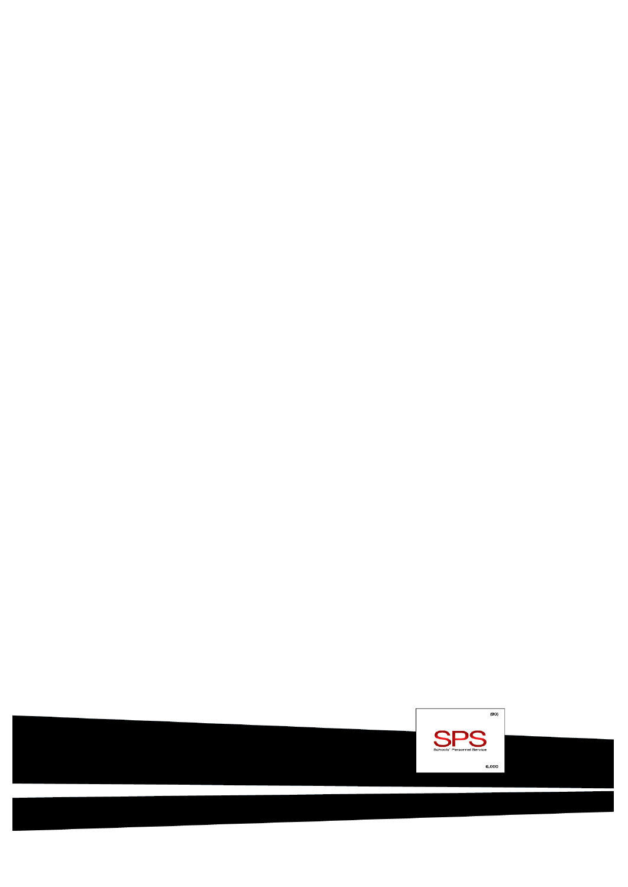(90)

SPS

Schools' Personnel Service

6,000